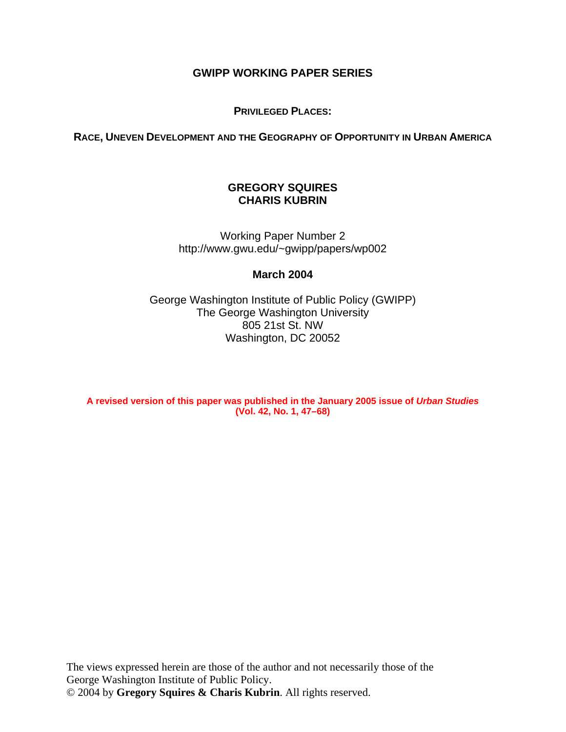# GWIPP WORKING PAPER SERIES

## PRIVILEGED PLACES:

## RACE, UNEVEN DEVELOPMENT AND THE GEOGRAPHY OF OPPORTUNITY IN URBAN AMERICA

**GREGORY SQUIRES**
**CHARIS KUBRIN**

Working Paper Number 2
http://www.gwu.edu/~gwipp/papers/wp002

**March 2004**

George Washington Institute of Public Policy (GWIPP)
The George Washington University
805 21st St. NW
Washington, DC 20052

**A revised version of this paper was published in the January 2005 issue of *Urban Studies* (Vol. 42, No. 1, 47–68)**

The views expressed herein are those of the author and not necessarily those of the George Washington Institute of Public Policy.
© 2004 by **Gregory Squires & Charis Kubrin**. All rights reserved.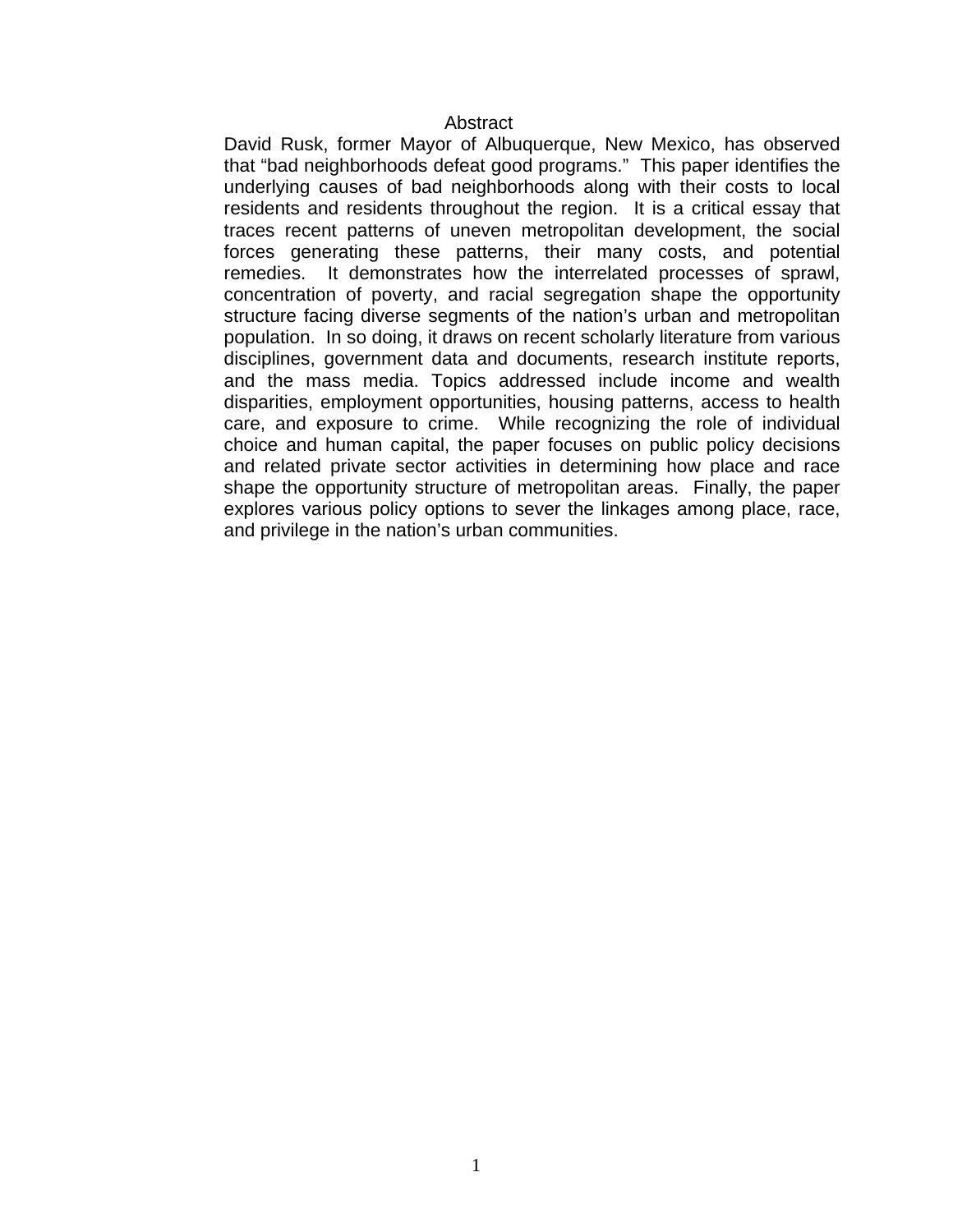## Abstract

David Rusk, former Mayor of Albuquerque, New Mexico, has observed that "bad neighborhoods defeat good programs." This paper identifies the underlying causes of bad neighborhoods along with their costs to local residents and residents throughout the region. It is a critical essay that traces recent patterns of uneven metropolitan development, the social forces generating these patterns, their many costs, and potential remedies. It demonstrates how the interrelated processes of sprawl, concentration of poverty, and racial segregation shape the opportunity structure facing diverse segments of the nation's urban and metropolitan population. In so doing, it draws on recent scholarly literature from various disciplines, government data and documents, research institute reports, and the mass media. Topics addressed include income and wealth disparities, employment opportunities, housing patterns, access to health care, and exposure to crime. While recognizing the role of individual choice and human capital, the paper focuses on public policy decisions and related private sector activities in determining how place and race shape the opportunity structure of metropolitan areas. Finally, the paper explores various policy options to sever the linkages among place, race, and privilege in the nation's urban communities.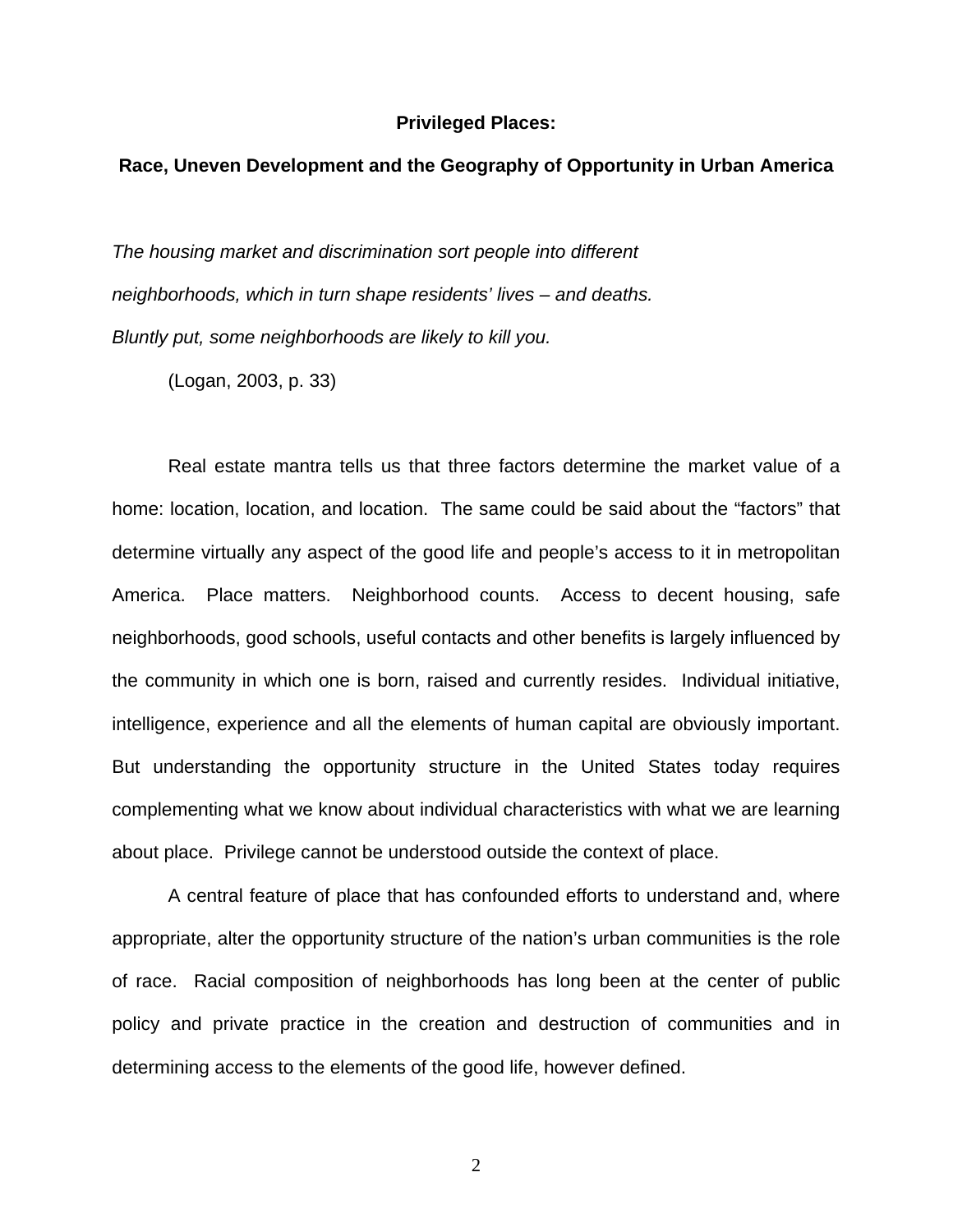# Privileged Places:

## Race, Uneven Development and the Geography of Opportunity in Urban America

*The housing market and discrimination sort people into different neighborhoods, which in turn shape residents' lives – and deaths. Bluntly put, some neighborhoods are likely to kill you.*

(Logan, 2003, p. 33)

Real estate mantra tells us that three factors determine the market value of a home: location, location, and location. The same could be said about the "factors" that determine virtually any aspect of the good life and people's access to it in metropolitan America. Place matters. Neighborhood counts. Access to decent housing, safe neighborhoods, good schools, useful contacts and other benefits is largely influenced by the community in which one is born, raised and currently resides. Individual initiative, intelligence, experience and all the elements of human capital are obviously important. But understanding the opportunity structure in the United States today requires complementing what we know about individual characteristics with what we are learning about place. Privilege cannot be understood outside the context of place.

A central feature of place that has confounded efforts to understand and, where appropriate, alter the opportunity structure of the nation's urban communities is the role of race. Racial composition of neighborhoods has long been at the center of public policy and private practice in the creation and destruction of communities and in determining access to the elements of the good life, however defined.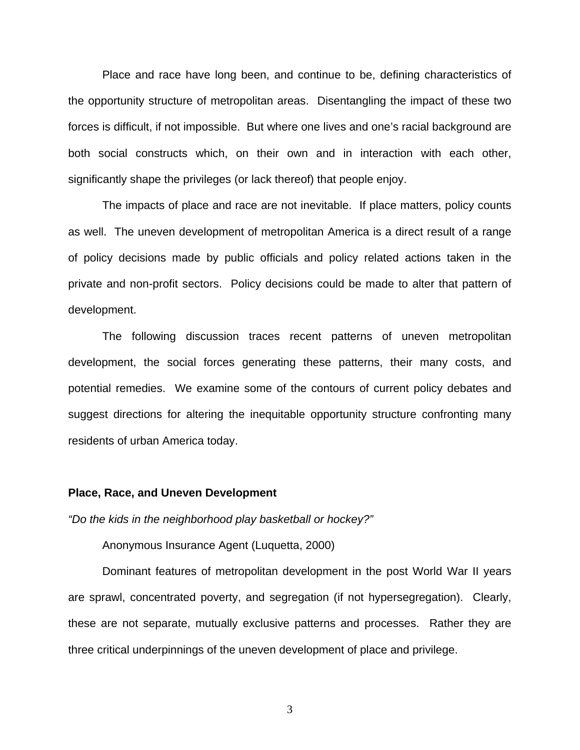Place and race have long been, and continue to be, defining characteristics of the opportunity structure of metropolitan areas. Disentangling the impact of these two forces is difficult, if not impossible. But where one lives and one's racial background are both social constructs which, on their own and in interaction with each other, significantly shape the privileges (or lack thereof) that people enjoy.

The impacts of place and race are not inevitable. If place matters, policy counts as well. The uneven development of metropolitan America is a direct result of a range of policy decisions made by public officials and policy related actions taken in the private and non-profit sectors. Policy decisions could be made to alter that pattern of development.

The following discussion traces recent patterns of uneven metropolitan development, the social forces generating these patterns, their many costs, and potential remedies. We examine some of the contours of current policy debates and suggest directions for altering the inequitable opportunity structure confronting many residents of urban America today.

**Place, Race, and Uneven Development**

*"Do the kids in the neighborhood play basketball or hockey?"*

Anonymous Insurance Agent (Luquetta, 2000)

Dominant features of metropolitan development in the post World War II years are sprawl, concentrated poverty, and segregation (if not hypersegregation). Clearly, these are not separate, mutually exclusive patterns and processes. Rather they are three critical underpinnings of the uneven development of place and privilege.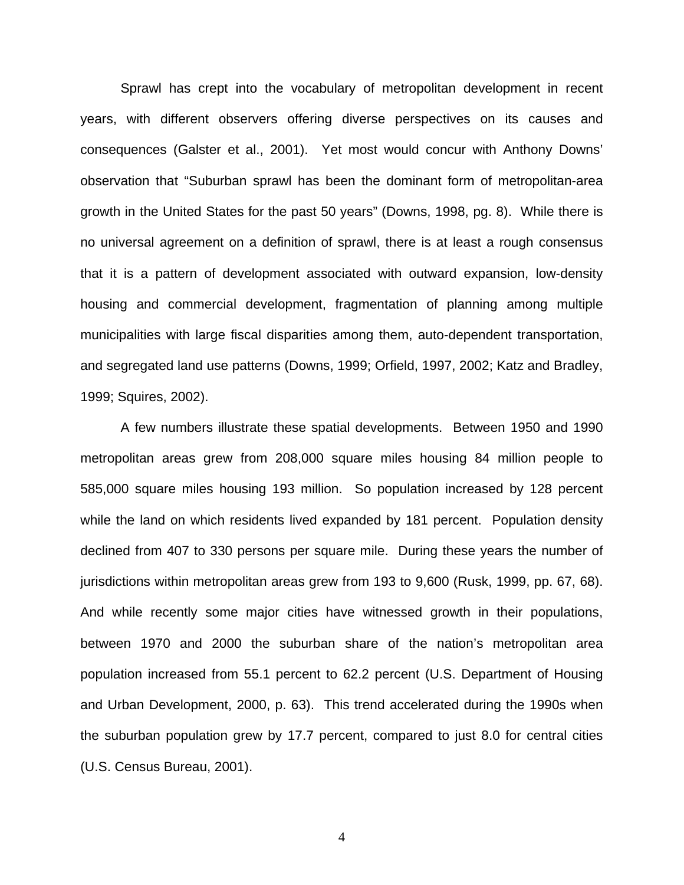Sprawl has crept into the vocabulary of metropolitan development in recent years, with different observers offering diverse perspectives on its causes and consequences (Galster et al., 2001). Yet most would concur with Anthony Downs' observation that "Suburban sprawl has been the dominant form of metropolitan-area growth in the United States for the past 50 years" (Downs, 1998, pg. 8). While there is no universal agreement on a definition of sprawl, there is at least a rough consensus that it is a pattern of development associated with outward expansion, low-density housing and commercial development, fragmentation of planning among multiple municipalities with large fiscal disparities among them, auto-dependent transportation, and segregated land use patterns (Downs, 1999; Orfield, 1997, 2002; Katz and Bradley, 1999; Squires, 2002).

A few numbers illustrate these spatial developments. Between 1950 and 1990 metropolitan areas grew from 208,000 square miles housing 84 million people to 585,000 square miles housing 193 million. So population increased by 128 percent while the land on which residents lived expanded by 181 percent. Population density declined from 407 to 330 persons per square mile. During these years the number of jurisdictions within metropolitan areas grew from 193 to 9,600 (Rusk, 1999, pp. 67, 68). And while recently some major cities have witnessed growth in their populations, between 1970 and 2000 the suburban share of the nation's metropolitan area population increased from 55.1 percent to 62.2 percent (U.S. Department of Housing and Urban Development, 2000, p. 63). This trend accelerated during the 1990s when the suburban population grew by 17.7 percent, compared to just 8.0 for central cities (U.S. Census Bureau, 2001).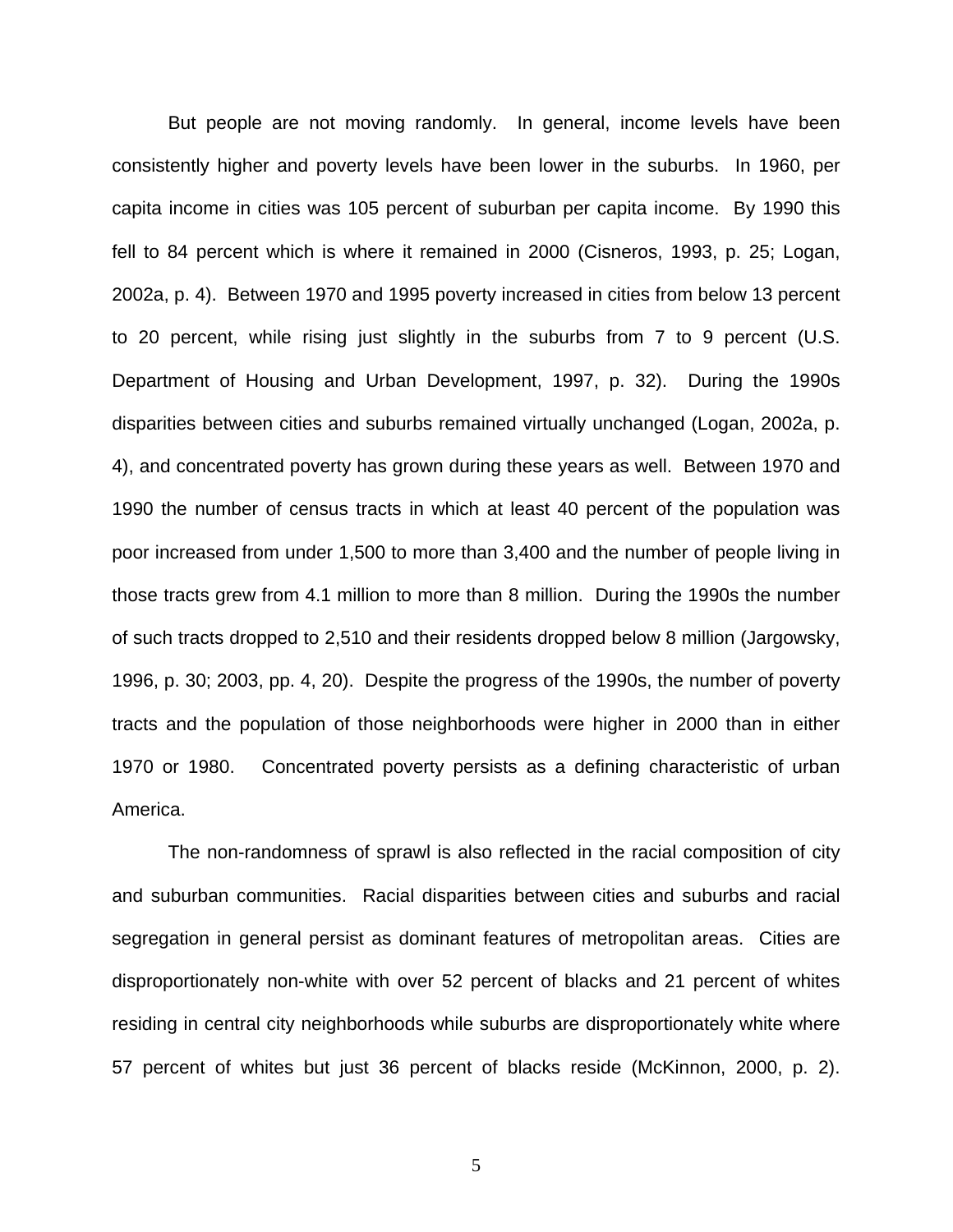But people are not moving randomly. In general, income levels have been consistently higher and poverty levels have been lower in the suburbs. In 1960, per capita income in cities was 105 percent of suburban per capita income. By 1990 this fell to 84 percent which is where it remained in 2000 (Cisneros, 1993, p. 25; Logan, 2002a, p. 4). Between 1970 and 1995 poverty increased in cities from below 13 percent to 20 percent, while rising just slightly in the suburbs from 7 to 9 percent (U.S. Department of Housing and Urban Development, 1997, p. 32). During the 1990s disparities between cities and suburbs remained virtually unchanged (Logan, 2002a, p. 4), and concentrated poverty has grown during these years as well. Between 1970 and 1990 the number of census tracts in which at least 40 percent of the population was poor increased from under 1,500 to more than 3,400 and the number of people living in those tracts grew from 4.1 million to more than 8 million. During the 1990s the number of such tracts dropped to 2,510 and their residents dropped below 8 million (Jargowsky, 1996, p. 30; 2003, pp. 4, 20). Despite the progress of the 1990s, the number of poverty tracts and the population of those neighborhoods were higher in 2000 than in either 1970 or 1980. Concentrated poverty persists as a defining characteristic of urban America.

The non-randomness of sprawl is also reflected in the racial composition of city and suburban communities. Racial disparities between cities and suburbs and racial segregation in general persist as dominant features of metropolitan areas. Cities are disproportionately non-white with over 52 percent of blacks and 21 percent of whites residing in central city neighborhoods while suburbs are disproportionately white where 57 percent of whites but just 36 percent of blacks reside (McKinnon, 2000, p. 2).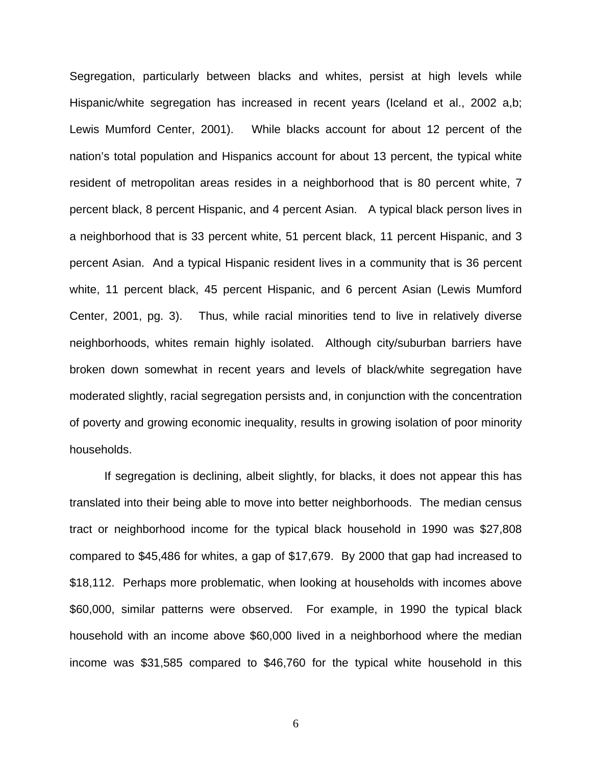Segregation, particularly between blacks and whites, persist at high levels while Hispanic/white segregation has increased in recent years (Iceland et al., 2002 a,b; Lewis Mumford Center, 2001). While blacks account for about 12 percent of the nation's total population and Hispanics account for about 13 percent, the typical white resident of metropolitan areas resides in a neighborhood that is 80 percent white, 7 percent black, 8 percent Hispanic, and 4 percent Asian. A typical black person lives in a neighborhood that is 33 percent white, 51 percent black, 11 percent Hispanic, and 3 percent Asian. And a typical Hispanic resident lives in a community that is 36 percent white, 11 percent black, 45 percent Hispanic, and 6 percent Asian (Lewis Mumford Center, 2001, pg. 3). Thus, while racial minorities tend to live in relatively diverse neighborhoods, whites remain highly isolated. Although city/suburban barriers have broken down somewhat in recent years and levels of black/white segregation have moderated slightly, racial segregation persists and, in conjunction with the concentration of poverty and growing economic inequality, results in growing isolation of poor minority households.

If segregation is declining, albeit slightly, for blacks, it does not appear this has translated into their being able to move into better neighborhoods. The median census tract or neighborhood income for the typical black household in 1990 was $27,808 compared to $45,486 for whites, a gap of $17,679. By 2000 that gap had increased to $18,112. Perhaps more problematic, when looking at households with incomes above $60,000, similar patterns were observed. For example, in 1990 the typical black household with an income above $60,000 lived in a neighborhood where the median income was $31,585 compared to $46,760 for the typical white household in this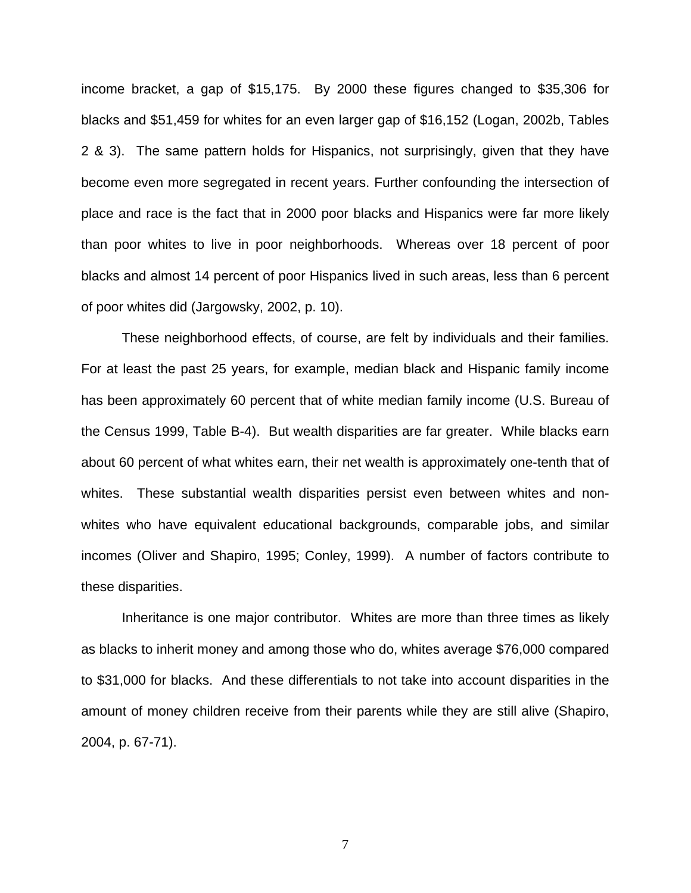income bracket, a gap of $15,175. By 2000 these figures changed to $35,306 for blacks and $51,459 for whites for an even larger gap of $16,152 (Logan, 2002b, Tables 2 & 3). The same pattern holds for Hispanics, not surprisingly, given that they have become even more segregated in recent years. Further confounding the intersection of place and race is the fact that in 2000 poor blacks and Hispanics were far more likely than poor whites to live in poor neighborhoods. Whereas over 18 percent of poor blacks and almost 14 percent of poor Hispanics lived in such areas, less than 6 percent of poor whites did (Jargowsky, 2002, p. 10).

These neighborhood effects, of course, are felt by individuals and their families. For at least the past 25 years, for example, median black and Hispanic family income has been approximately 60 percent that of white median family income (U.S. Bureau of the Census 1999, Table B-4). But wealth disparities are far greater. While blacks earn about 60 percent of what whites earn, their net wealth is approximately one-tenth that of whites. These substantial wealth disparities persist even between whites and non-whites who have equivalent educational backgrounds, comparable jobs, and similar incomes (Oliver and Shapiro, 1995; Conley, 1999). A number of factors contribute to these disparities.

Inheritance is one major contributor. Whites are more than three times as likely as blacks to inherit money and among those who do, whites average $76,000 compared to $31,000 for blacks. And these differentials to not take into account disparities in the amount of money children receive from their parents while they are still alive (Shapiro, 2004, p. 67-71).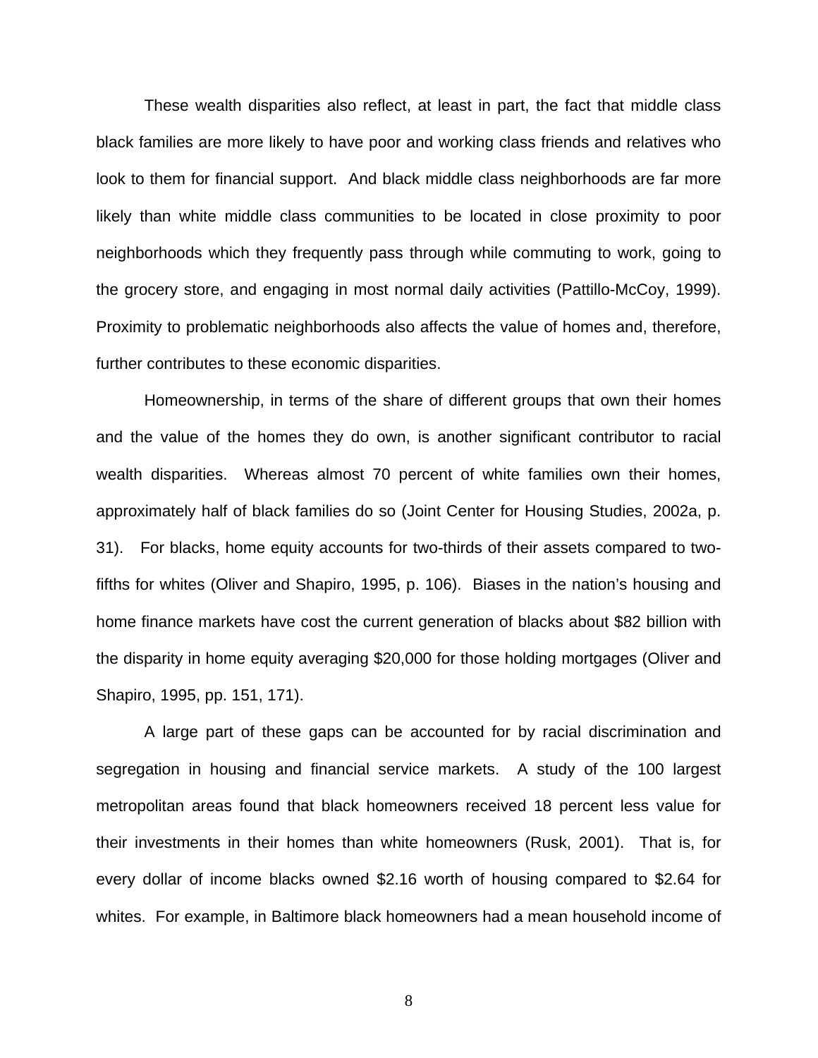These wealth disparities also reflect, at least in part, the fact that middle class black families are more likely to have poor and working class friends and relatives who look to them for financial support. And black middle class neighborhoods are far more likely than white middle class communities to be located in close proximity to poor neighborhoods which they frequently pass through while commuting to work, going to the grocery store, and engaging in most normal daily activities (Pattillo-McCoy, 1999). Proximity to problematic neighborhoods also affects the value of homes and, therefore, further contributes to these economic disparities.

Homeownership, in terms of the share of different groups that own their homes and the value of the homes they do own, is another significant contributor to racial wealth disparities. Whereas almost 70 percent of white families own their homes, approximately half of black families do so (Joint Center for Housing Studies, 2002a, p. 31). For blacks, home equity accounts for two-thirds of their assets compared to two-fifths for whites (Oliver and Shapiro, 1995, p. 106). Biases in the nation's housing and home finance markets have cost the current generation of blacks about $82 billion with the disparity in home equity averaging $20,000 for those holding mortgages (Oliver and Shapiro, 1995, pp. 151, 171).

A large part of these gaps can be accounted for by racial discrimination and segregation in housing and financial service markets. A study of the 100 largest metropolitan areas found that black homeowners received 18 percent less value for their investments in their homes than white homeowners (Rusk, 2001). That is, for every dollar of income blacks owned $2.16 worth of housing compared to $2.64 for whites. For example, in Baltimore black homeowners had a mean household income of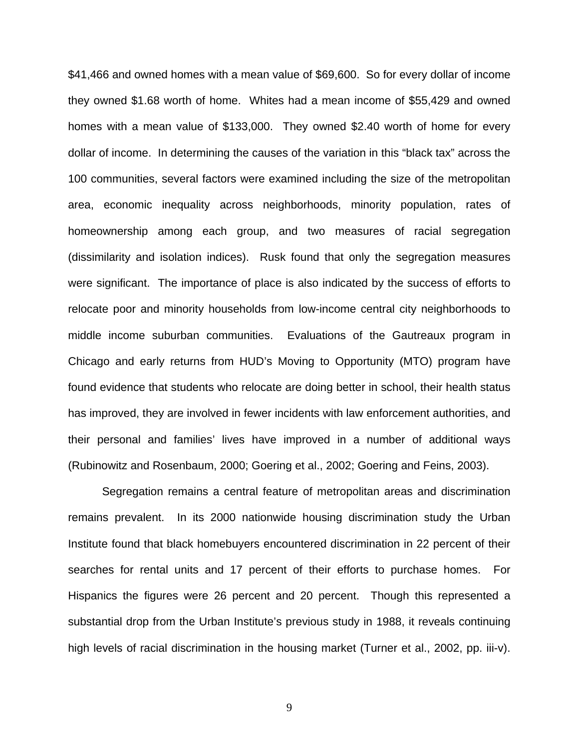$41,466 and owned homes with a mean value of $69,600. So for every dollar of income they owned $1.68 worth of home. Whites had a mean income of $55,429 and owned homes with a mean value of $133,000. They owned $2.40 worth of home for every dollar of income. In determining the causes of the variation in this "black tax" across the 100 communities, several factors were examined including the size of the metropolitan area, economic inequality across neighborhoods, minority population, rates of homeownership among each group, and two measures of racial segregation (dissimilarity and isolation indices). Rusk found that only the segregation measures were significant. The importance of place is also indicated by the success of efforts to relocate poor and minority households from low-income central city neighborhoods to middle income suburban communities. Evaluations of the Gautreaux program in Chicago and early returns from HUD's Moving to Opportunity (MTO) program have found evidence that students who relocate are doing better in school, their health status has improved, they are involved in fewer incidents with law enforcement authorities, and their personal and families' lives have improved in a number of additional ways (Rubinowitz and Rosenbaum, 2000; Goering et al., 2002; Goering and Feins, 2003).

Segregation remains a central feature of metropolitan areas and discrimination remains prevalent. In its 2000 nationwide housing discrimination study the Urban Institute found that black homebuyers encountered discrimination in 22 percent of their searches for rental units and 17 percent of their efforts to purchase homes. For Hispanics the figures were 26 percent and 20 percent. Though this represented a substantial drop from the Urban Institute's previous study in 1988, it reveals continuing high levels of racial discrimination in the housing market (Turner et al., 2002, pp. iii-v).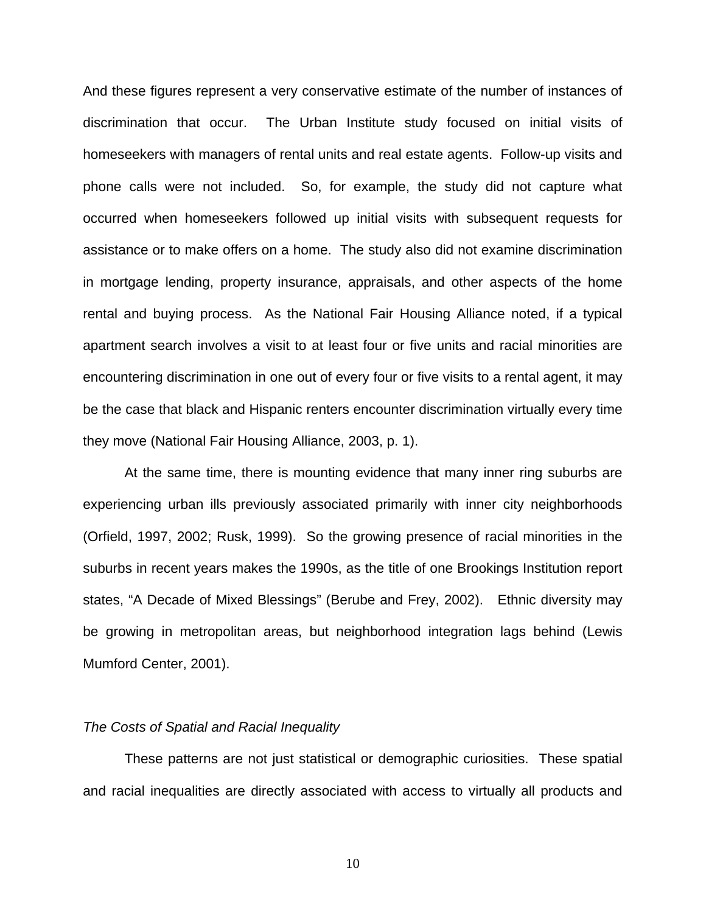And these figures represent a very conservative estimate of the number of instances of discrimination that occur. The Urban Institute study focused on initial visits of homeseekers with managers of rental units and real estate agents. Follow-up visits and phone calls were not included. So, for example, the study did not capture what occurred when homeseekers followed up initial visits with subsequent requests for assistance or to make offers on a home. The study also did not examine discrimination in mortgage lending, property insurance, appraisals, and other aspects of the home rental and buying process. As the National Fair Housing Alliance noted, if a typical apartment search involves a visit to at least four or five units and racial minorities are encountering discrimination in one out of every four or five visits to a rental agent, it may be the case that black and Hispanic renters encounter discrimination virtually every time they move (National Fair Housing Alliance, 2003, p. 1).

At the same time, there is mounting evidence that many inner ring suburbs are experiencing urban ills previously associated primarily with inner city neighborhoods (Orfield, 1997, 2002; Rusk, 1999). So the growing presence of racial minorities in the suburbs in recent years makes the 1990s, as the title of one Brookings Institution report states, "A Decade of Mixed Blessings" (Berube and Frey, 2002). Ethnic diversity may be growing in metropolitan areas, but neighborhood integration lags behind (Lewis Mumford Center, 2001).

*The Costs of Spatial and Racial Inequality*

These patterns are not just statistical or demographic curiosities. These spatial and racial inequalities are directly associated with access to virtually all products and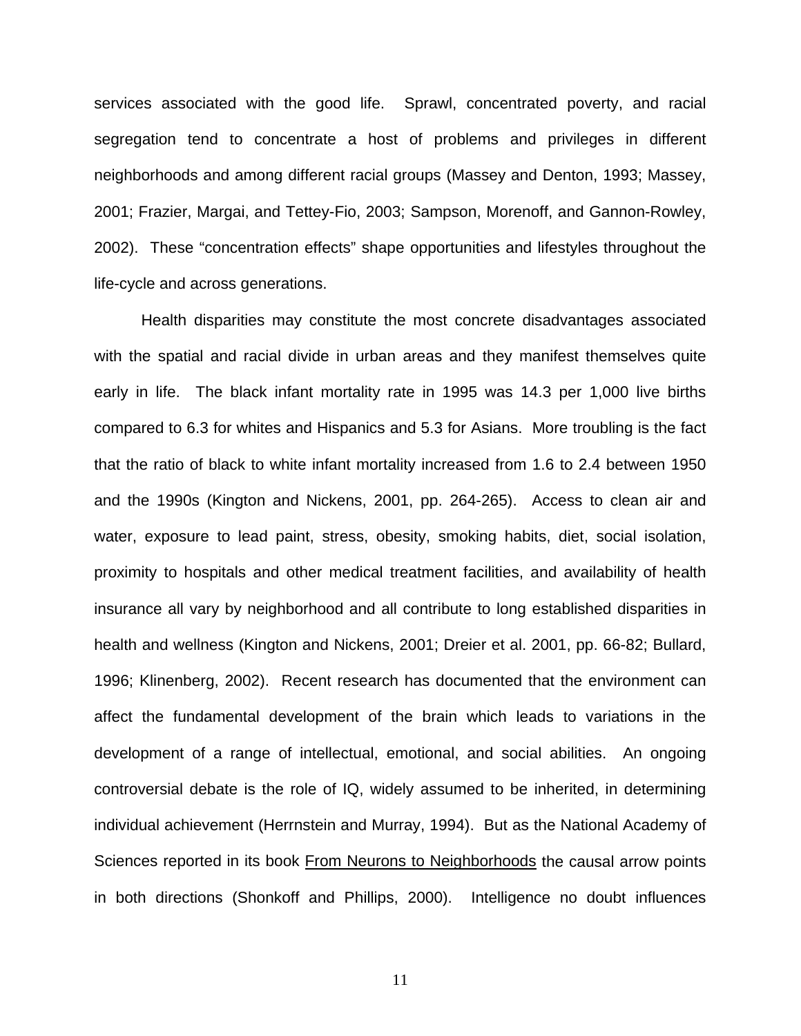services associated with the good life. Sprawl, concentrated poverty, and racial segregation tend to concentrate a host of problems and privileges in different neighborhoods and among different racial groups (Massey and Denton, 1993; Massey, 2001; Frazier, Margai, and Tettey-Fio, 2003; Sampson, Morenoff, and Gannon-Rowley, 2002). These "concentration effects" shape opportunities and lifestyles throughout the life-cycle and across generations.

Health disparities may constitute the most concrete disadvantages associated with the spatial and racial divide in urban areas and they manifest themselves quite early in life. The black infant mortality rate in 1995 was 14.3 per 1,000 live births compared to 6.3 for whites and Hispanics and 5.3 for Asians. More troubling is the fact that the ratio of black to white infant mortality increased from 1.6 to 2.4 between 1950 and the 1990s (Kington and Nickens, 2001, pp. 264-265). Access to clean air and water, exposure to lead paint, stress, obesity, smoking habits, diet, social isolation, proximity to hospitals and other medical treatment facilities, and availability of health insurance all vary by neighborhood and all contribute to long established disparities in health and wellness (Kington and Nickens, 2001; Dreier et al. 2001, pp. 66-82; Bullard, 1996; Klinenberg, 2002). Recent research has documented that the environment can affect the fundamental development of the brain which leads to variations in the development of a range of intellectual, emotional, and social abilities. An ongoing controversial debate is the role of IQ, widely assumed to be inherited, in determining individual achievement (Herrnstein and Murray, 1994). But as the National Academy of Sciences reported in its book From Neurons to Neighborhoods the causal arrow points in both directions (Shonkoff and Phillips, 2000). Intelligence no doubt influences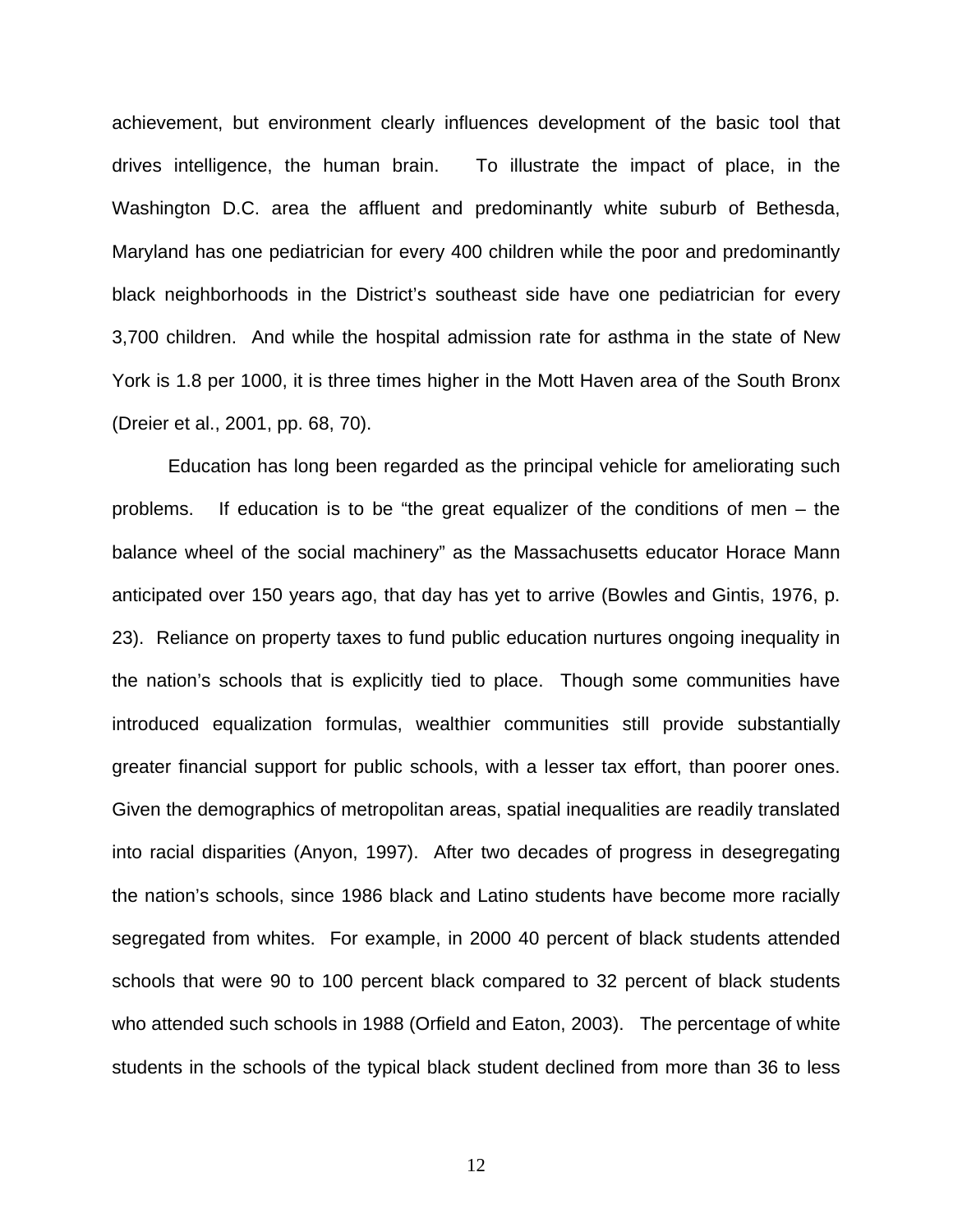achievement, but environment clearly influences development of the basic tool that drives intelligence, the human brain. To illustrate the impact of place, in the Washington D.C. area the affluent and predominantly white suburb of Bethesda, Maryland has one pediatrician for every 400 children while the poor and predominantly black neighborhoods in the District's southeast side have one pediatrician for every 3,700 children. And while the hospital admission rate for asthma in the state of New York is 1.8 per 1000, it is three times higher in the Mott Haven area of the South Bronx (Dreier et al., 2001, pp. 68, 70).

Education has long been regarded as the principal vehicle for ameliorating such problems. If education is to be "the great equalizer of the conditions of men – the balance wheel of the social machinery" as the Massachusetts educator Horace Mann anticipated over 150 years ago, that day has yet to arrive (Bowles and Gintis, 1976, p. 23). Reliance on property taxes to fund public education nurtures ongoing inequality in the nation's schools that is explicitly tied to place. Though some communities have introduced equalization formulas, wealthier communities still provide substantially greater financial support for public schools, with a lesser tax effort, than poorer ones. Given the demographics of metropolitan areas, spatial inequalities are readily translated into racial disparities (Anyon, 1997). After two decades of progress in desegregating the nation's schools, since 1986 black and Latino students have become more racially segregated from whites. For example, in 2000 40 percent of black students attended schools that were 90 to 100 percent black compared to 32 percent of black students who attended such schools in 1988 (Orfield and Eaton, 2003). The percentage of white students in the schools of the typical black student declined from more than 36 to less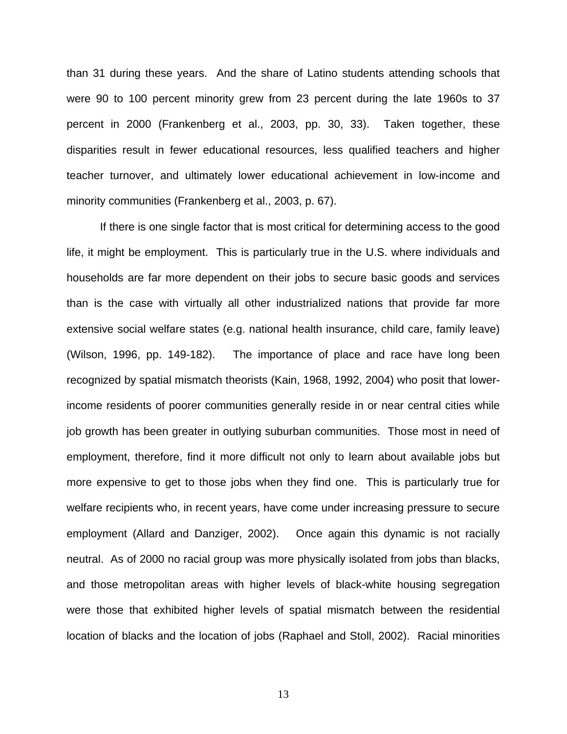than 31 during these years. And the share of Latino students attending schools that were 90 to 100 percent minority grew from 23 percent during the late 1960s to 37 percent in 2000 (Frankenberg et al., 2003, pp. 30, 33). Taken together, these disparities result in fewer educational resources, less qualified teachers and higher teacher turnover, and ultimately lower educational achievement in low-income and minority communities (Frankenberg et al., 2003, p. 67).

If there is one single factor that is most critical for determining access to the good life, it might be employment. This is particularly true in the U.S. where individuals and households are far more dependent on their jobs to secure basic goods and services than is the case with virtually all other industrialized nations that provide far more extensive social welfare states (e.g. national health insurance, child care, family leave) (Wilson, 1996, pp. 149-182). The importance of place and race have long been recognized by spatial mismatch theorists (Kain, 1968, 1992, 2004) who posit that lower-income residents of poorer communities generally reside in or near central cities while job growth has been greater in outlying suburban communities. Those most in need of employment, therefore, find it more difficult not only to learn about available jobs but more expensive to get to those jobs when they find one. This is particularly true for welfare recipients who, in recent years, have come under increasing pressure to secure employment (Allard and Danziger, 2002). Once again this dynamic is not racially neutral. As of 2000 no racial group was more physically isolated from jobs than blacks, and those metropolitan areas with higher levels of black-white housing segregation were those that exhibited higher levels of spatial mismatch between the residential location of blacks and the location of jobs (Raphael and Stoll, 2002). Racial minorities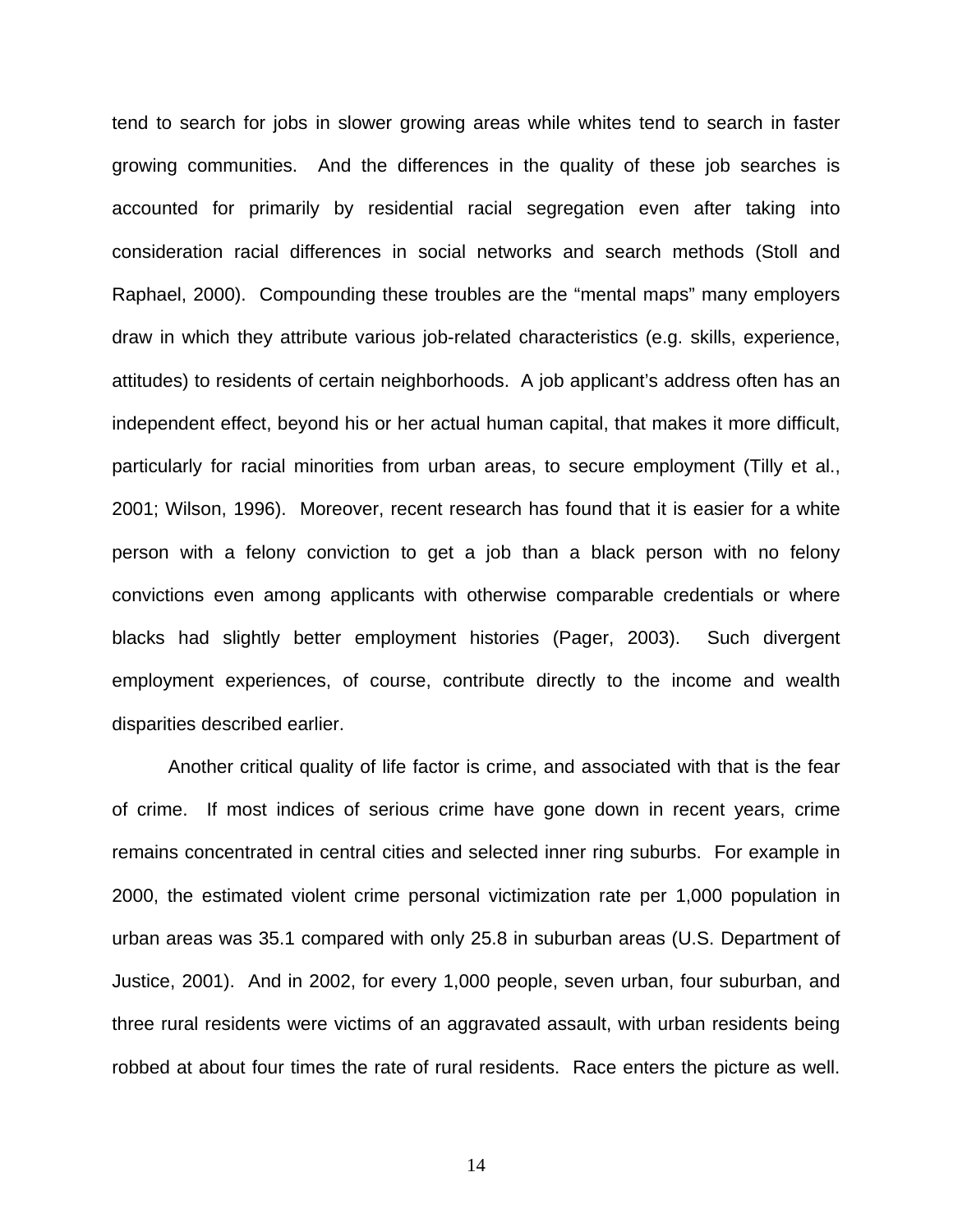tend to search for jobs in slower growing areas while whites tend to search in faster growing communities. And the differences in the quality of these job searches is accounted for primarily by residential racial segregation even after taking into consideration racial differences in social networks and search methods (Stoll and Raphael, 2000). Compounding these troubles are the "mental maps" many employers draw in which they attribute various job-related characteristics (e.g. skills, experience, attitudes) to residents of certain neighborhoods. A job applicant's address often has an independent effect, beyond his or her actual human capital, that makes it more difficult, particularly for racial minorities from urban areas, to secure employment (Tilly et al., 2001; Wilson, 1996). Moreover, recent research has found that it is easier for a white person with a felony conviction to get a job than a black person with no felony convictions even among applicants with otherwise comparable credentials or where blacks had slightly better employment histories (Pager, 2003). Such divergent employment experiences, of course, contribute directly to the income and wealth disparities described earlier.

Another critical quality of life factor is crime, and associated with that is the fear of crime. If most indices of serious crime have gone down in recent years, crime remains concentrated in central cities and selected inner ring suburbs. For example in 2000, the estimated violent crime personal victimization rate per 1,000 population in urban areas was 35.1 compared with only 25.8 in suburban areas (U.S. Department of Justice, 2001). And in 2002, for every 1,000 people, seven urban, four suburban, and three rural residents were victims of an aggravated assault, with urban residents being robbed at about four times the rate of rural residents. Race enters the picture as well.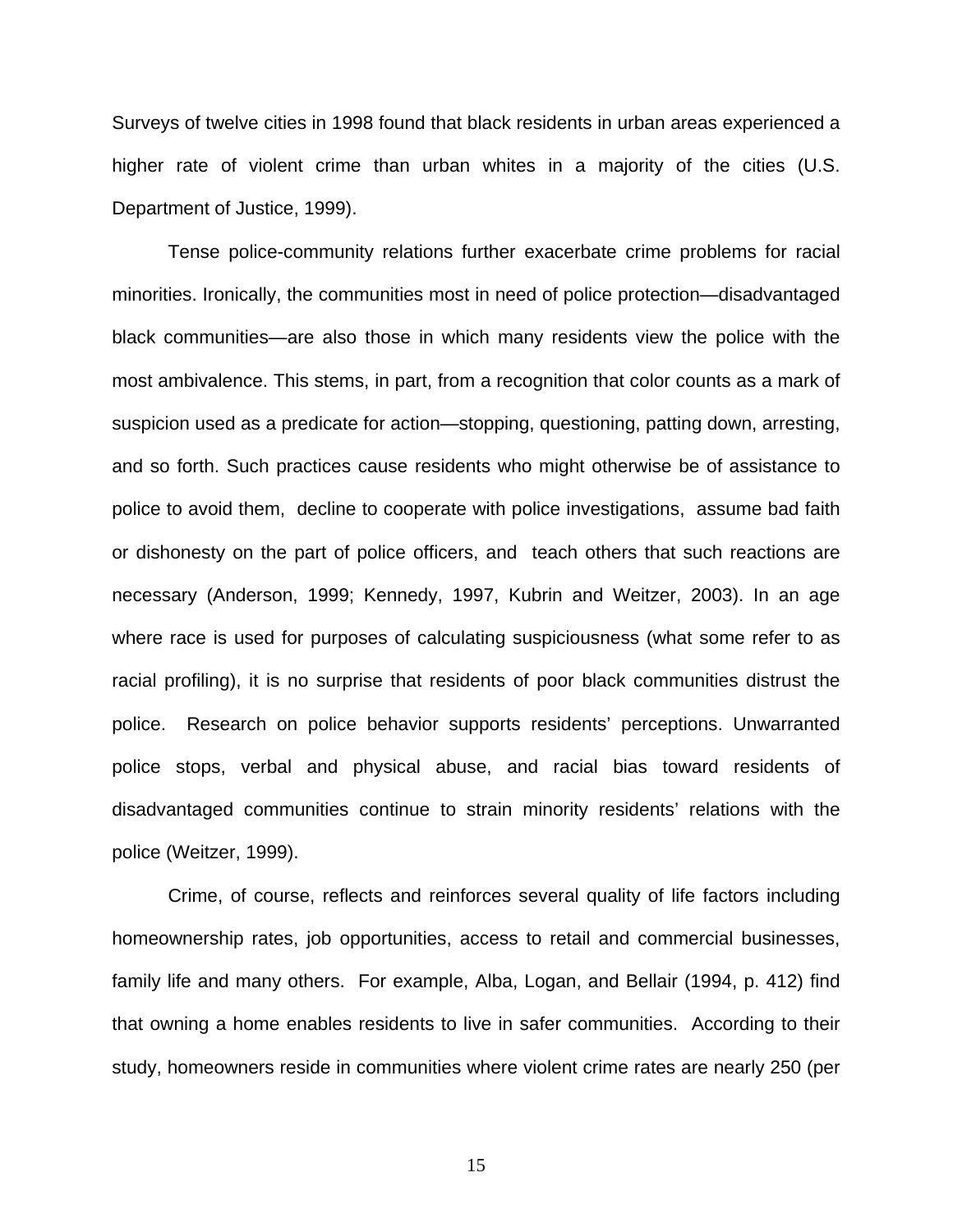Surveys of twelve cities in 1998 found that black residents in urban areas experienced a higher rate of violent crime than urban whites in a majority of the cities (U.S. Department of Justice, 1999).

Tense police-community relations further exacerbate crime problems for racial minorities. Ironically, the communities most in need of police protection—disadvantaged black communities—are also those in which many residents view the police with the most ambivalence. This stems, in part, from a recognition that color counts as a mark of suspicion used as a predicate for action—stopping, questioning, patting down, arresting, and so forth. Such practices cause residents who might otherwise be of assistance to police to avoid them, decline to cooperate with police investigations, assume bad faith or dishonesty on the part of police officers, and teach others that such reactions are necessary (Anderson, 1999; Kennedy, 1997, Kubrin and Weitzer, 2003). In an age where race is used for purposes of calculating suspiciousness (what some refer to as racial profiling), it is no surprise that residents of poor black communities distrust the police. Research on police behavior supports residents' perceptions. Unwarranted police stops, verbal and physical abuse, and racial bias toward residents of disadvantaged communities continue to strain minority residents' relations with the police (Weitzer, 1999).

Crime, of course, reflects and reinforces several quality of life factors including homeownership rates, job opportunities, access to retail and commercial businesses, family life and many others. For example, Alba, Logan, and Bellair (1994, p. 412) find that owning a home enables residents to live in safer communities. According to their study, homeowners reside in communities where violent crime rates are nearly 250 (per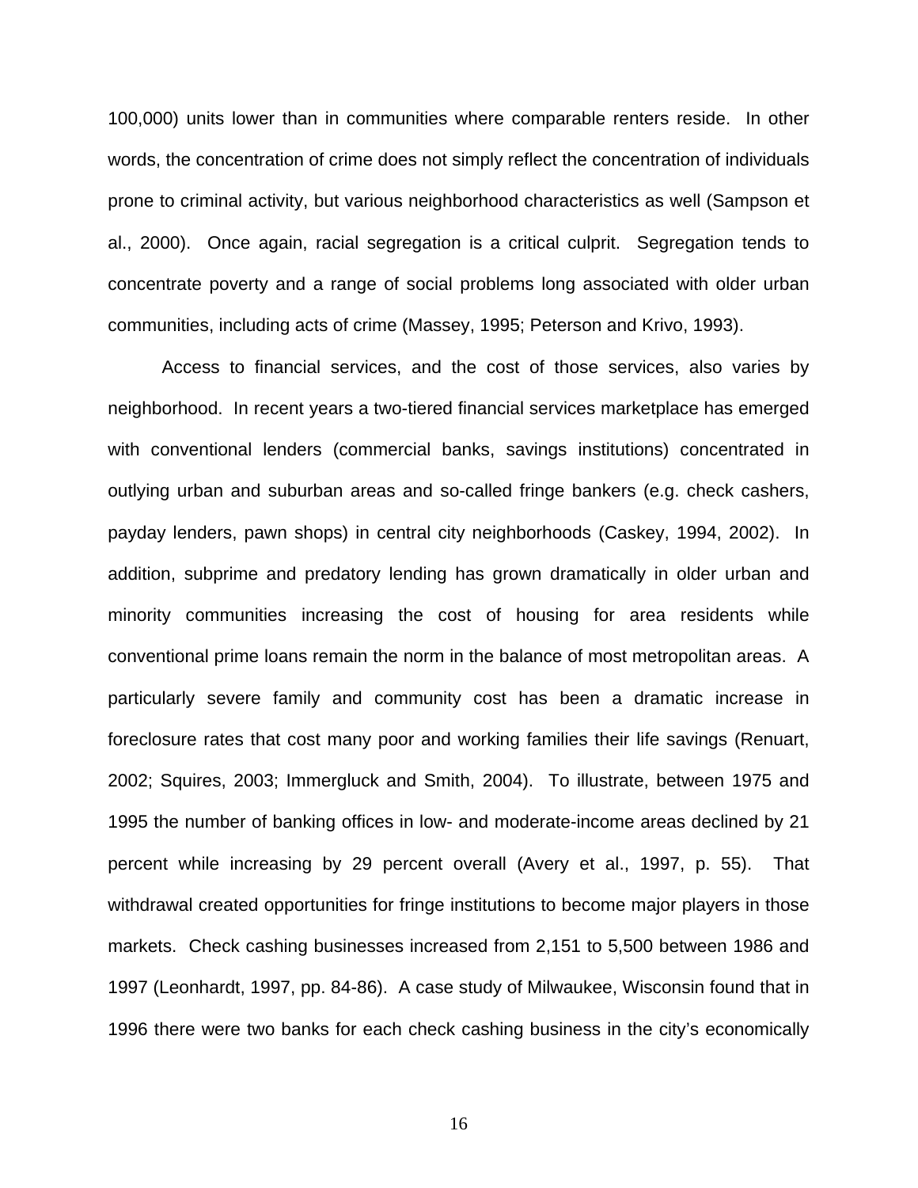100,000) units lower than in communities where comparable renters reside. In other words, the concentration of crime does not simply reflect the concentration of individuals prone to criminal activity, but various neighborhood characteristics as well (Sampson et al., 2000). Once again, racial segregation is a critical culprit. Segregation tends to concentrate poverty and a range of social problems long associated with older urban communities, including acts of crime (Massey, 1995; Peterson and Krivo, 1993).

Access to financial services, and the cost of those services, also varies by neighborhood. In recent years a two-tiered financial services marketplace has emerged with conventional lenders (commercial banks, savings institutions) concentrated in outlying urban and suburban areas and so-called fringe bankers (e.g. check cashers, payday lenders, pawn shops) in central city neighborhoods (Caskey, 1994, 2002). In addition, subprime and predatory lending has grown dramatically in older urban and minority communities increasing the cost of housing for area residents while conventional prime loans remain the norm in the balance of most metropolitan areas. A particularly severe family and community cost has been a dramatic increase in foreclosure rates that cost many poor and working families their life savings (Renuart, 2002; Squires, 2003; Immergluck and Smith, 2004). To illustrate, between 1975 and 1995 the number of banking offices in low- and moderate-income areas declined by 21 percent while increasing by 29 percent overall (Avery et al., 1997, p. 55). That withdrawal created opportunities for fringe institutions to become major players in those markets. Check cashing businesses increased from 2,151 to 5,500 between 1986 and 1997 (Leonhardt, 1997, pp. 84-86). A case study of Milwaukee, Wisconsin found that in 1996 there were two banks for each check cashing business in the city's economically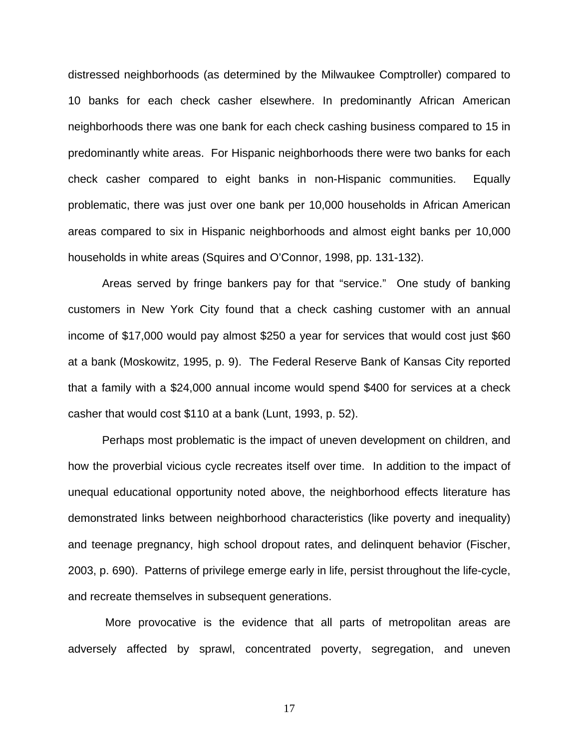distressed neighborhoods (as determined by the Milwaukee Comptroller) compared to 10 banks for each check casher elsewhere. In predominantly African American neighborhoods there was one bank for each check cashing business compared to 15 in predominantly white areas. For Hispanic neighborhoods there were two banks for each check casher compared to eight banks in non-Hispanic communities. Equally problematic, there was just over one bank per 10,000 households in African American areas compared to six in Hispanic neighborhoods and almost eight banks per 10,000 households in white areas (Squires and O'Connor, 1998, pp. 131-132).

Areas served by fringe bankers pay for that "service." One study of banking customers in New York City found that a check cashing customer with an annual income of $17,000 would pay almost $250 a year for services that would cost just $60 at a bank (Moskowitz, 1995, p. 9). The Federal Reserve Bank of Kansas City reported that a family with a $24,000 annual income would spend $400 for services at a check casher that would cost $110 at a bank (Lunt, 1993, p. 52).

Perhaps most problematic is the impact of uneven development on children, and how the proverbial vicious cycle recreates itself over time. In addition to the impact of unequal educational opportunity noted above, the neighborhood effects literature has demonstrated links between neighborhood characteristics (like poverty and inequality) and teenage pregnancy, high school dropout rates, and delinquent behavior (Fischer, 2003, p. 690). Patterns of privilege emerge early in life, persist throughout the life-cycle, and recreate themselves in subsequent generations.

More provocative is the evidence that all parts of metropolitan areas are adversely affected by sprawl, concentrated poverty, segregation, and uneven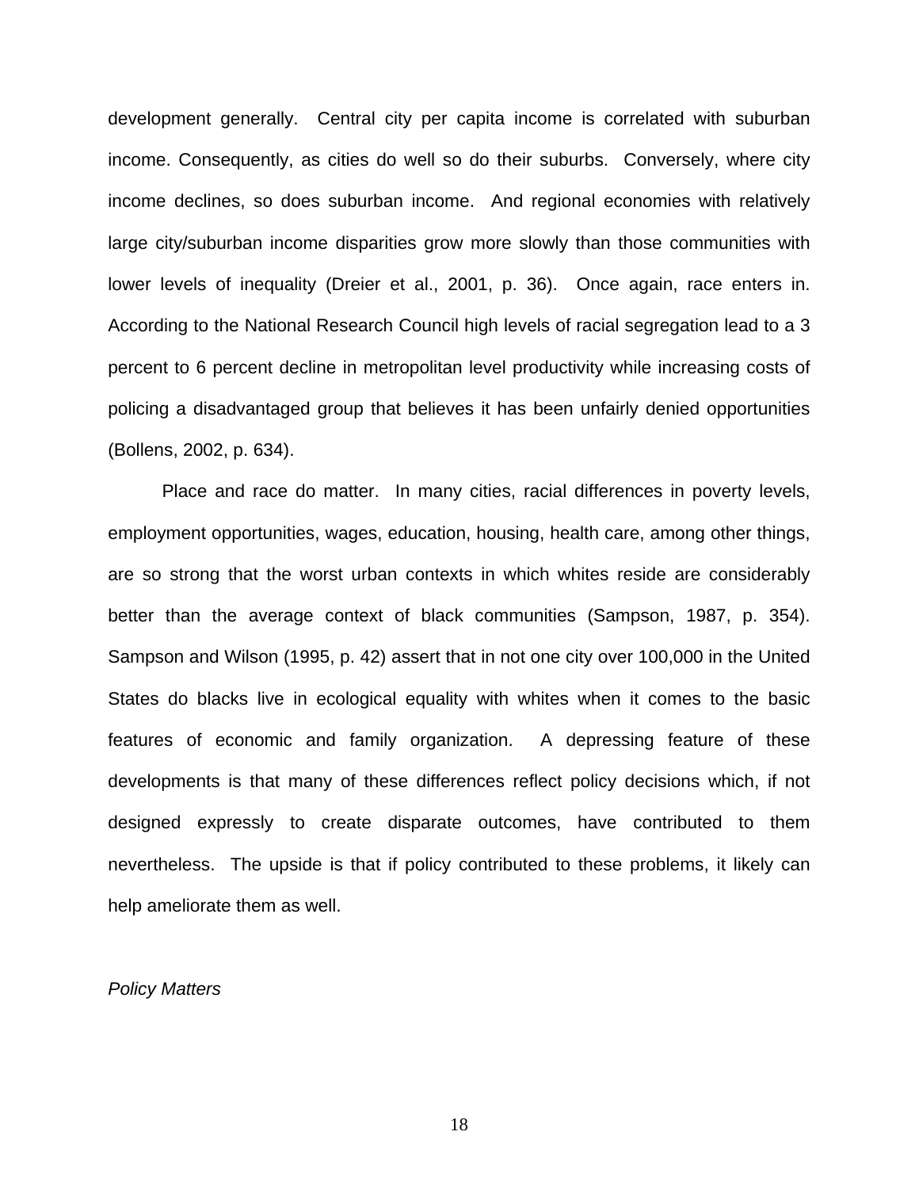development generally. Central city per capita income is correlated with suburban income. Consequently, as cities do well so do their suburbs. Conversely, where city income declines, so does suburban income. And regional economies with relatively large city/suburban income disparities grow more slowly than those communities with lower levels of inequality (Dreier et al., 2001, p. 36). Once again, race enters in. According to the National Research Council high levels of racial segregation lead to a 3 percent to 6 percent decline in metropolitan level productivity while increasing costs of policing a disadvantaged group that believes it has been unfairly denied opportunities (Bollens, 2002, p. 634).

Place and race do matter. In many cities, racial differences in poverty levels, employment opportunities, wages, education, housing, health care, among other things, are so strong that the worst urban contexts in which whites reside are considerably better than the average context of black communities (Sampson, 1987, p. 354). Sampson and Wilson (1995, p. 42) assert that in not one city over 100,000 in the United States do blacks live in ecological equality with whites when it comes to the basic features of economic and family organization. A depressing feature of these developments is that many of these differences reflect policy decisions which, if not designed expressly to create disparate outcomes, have contributed to them nevertheless. The upside is that if policy contributed to these problems, it likely can help ameliorate them as well.

*Policy Matters*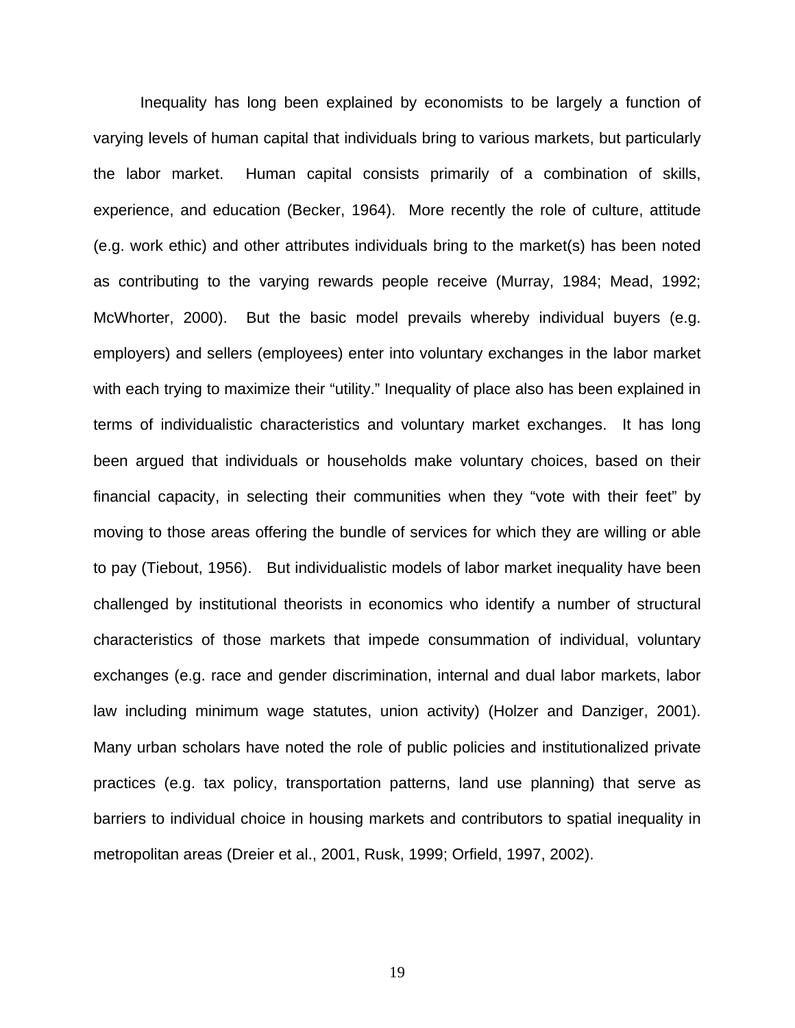Inequality has long been explained by economists to be largely a function of varying levels of human capital that individuals bring to various markets, but particularly the labor market. Human capital consists primarily of a combination of skills, experience, and education (Becker, 1964). More recently the role of culture, attitude (e.g. work ethic) and other attributes individuals bring to the market(s) has been noted as contributing to the varying rewards people receive (Murray, 1984; Mead, 1992; McWhorter, 2000). But the basic model prevails whereby individual buyers (e.g. employers) and sellers (employees) enter into voluntary exchanges in the labor market with each trying to maximize their "utility." Inequality of place also has been explained in terms of individualistic characteristics and voluntary market exchanges. It has long been argued that individuals or households make voluntary choices, based on their financial capacity, in selecting their communities when they "vote with their feet" by moving to those areas offering the bundle of services for which they are willing or able to pay (Tiebout, 1956). But individualistic models of labor market inequality have been challenged by institutional theorists in economics who identify a number of structural characteristics of those markets that impede consummation of individual, voluntary exchanges (e.g. race and gender discrimination, internal and dual labor markets, labor law including minimum wage statutes, union activity) (Holzer and Danziger, 2001). Many urban scholars have noted the role of public policies and institutionalized private practices (e.g. tax policy, transportation patterns, land use planning) that serve as barriers to individual choice in housing markets and contributors to spatial inequality in metropolitan areas (Dreier et al., 2001, Rusk, 1999; Orfield, 1997, 2002).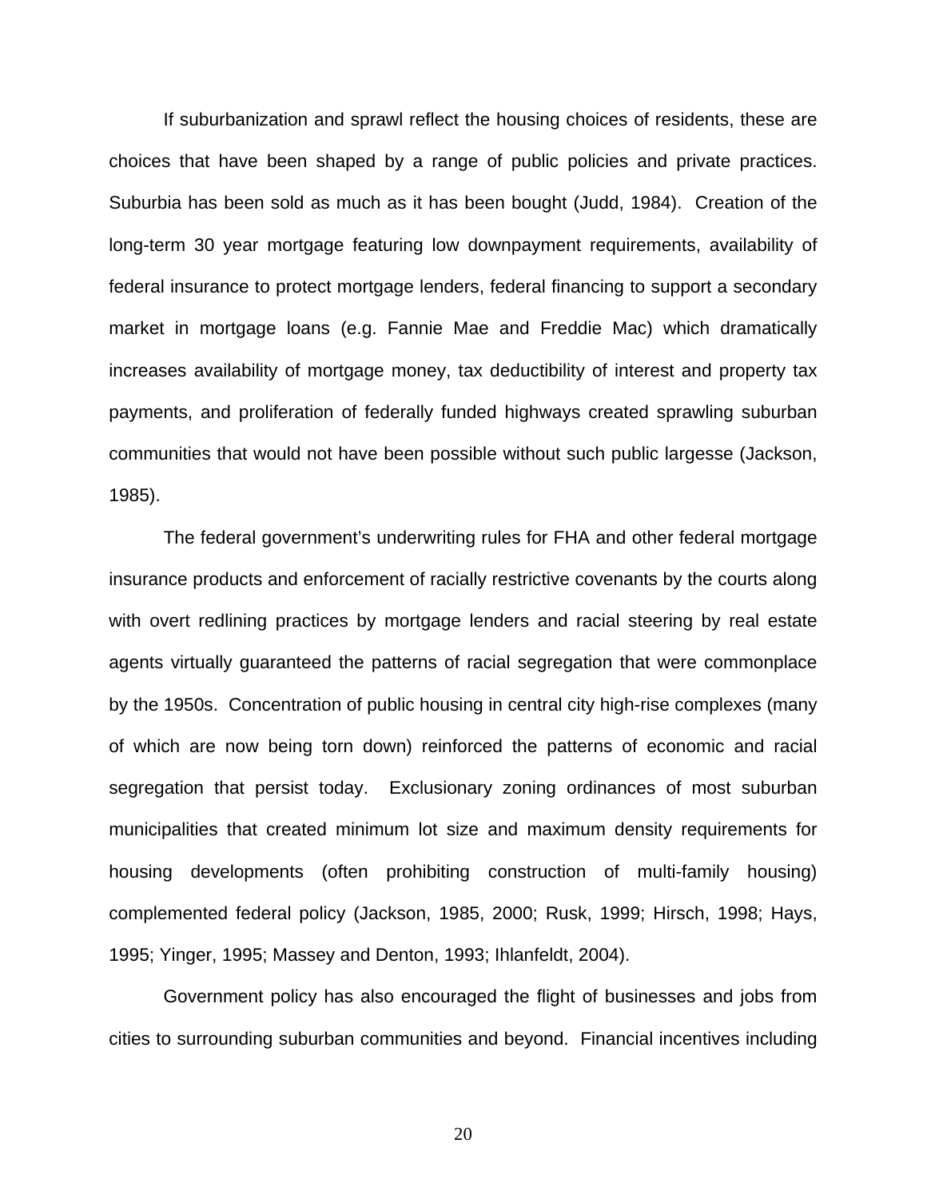If suburbanization and sprawl reflect the housing choices of residents, these are choices that have been shaped by a range of public policies and private practices. Suburbia has been sold as much as it has been bought (Judd, 1984). Creation of the long-term 30 year mortgage featuring low downpayment requirements, availability of federal insurance to protect mortgage lenders, federal financing to support a secondary market in mortgage loans (e.g. Fannie Mae and Freddie Mac) which dramatically increases availability of mortgage money, tax deductibility of interest and property tax payments, and proliferation of federally funded highways created sprawling suburban communities that would not have been possible without such public largesse (Jackson, 1985).

The federal government's underwriting rules for FHA and other federal mortgage insurance products and enforcement of racially restrictive covenants by the courts along with overt redlining practices by mortgage lenders and racial steering by real estate agents virtually guaranteed the patterns of racial segregation that were commonplace by the 1950s. Concentration of public housing in central city high-rise complexes (many of which are now being torn down) reinforced the patterns of economic and racial segregation that persist today. Exclusionary zoning ordinances of most suburban municipalities that created minimum lot size and maximum density requirements for housing developments (often prohibiting construction of multi-family housing) complemented federal policy (Jackson, 1985, 2000; Rusk, 1999; Hirsch, 1998; Hays, 1995; Yinger, 1995; Massey and Denton, 1993; Ihlanfeldt, 2004).

Government policy has also encouraged the flight of businesses and jobs from cities to surrounding suburban communities and beyond. Financial incentives including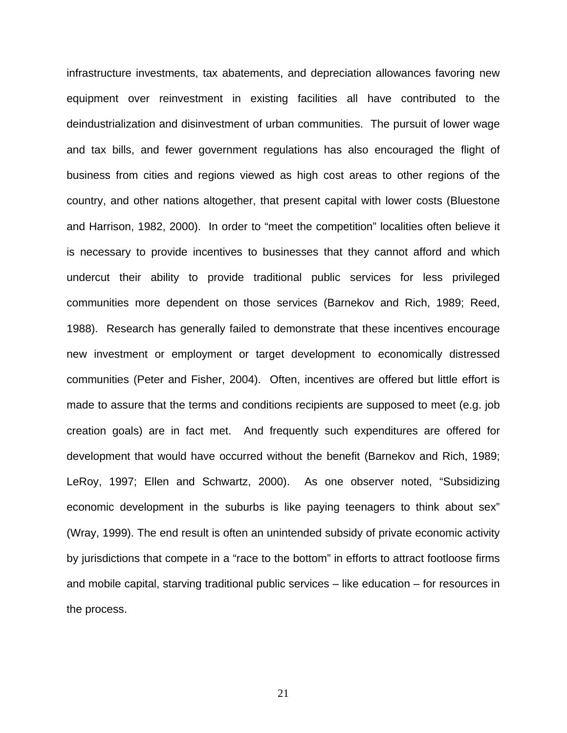infrastructure investments, tax abatements, and depreciation allowances favoring new equipment over reinvestment in existing facilities all have contributed to the deindustrialization and disinvestment of urban communities. The pursuit of lower wage and tax bills, and fewer government regulations has also encouraged the flight of business from cities and regions viewed as high cost areas to other regions of the country, and other nations altogether, that present capital with lower costs (Bluestone and Harrison, 1982, 2000). In order to "meet the competition" localities often believe it is necessary to provide incentives to businesses that they cannot afford and which undercut their ability to provide traditional public services for less privileged communities more dependent on those services (Barnekov and Rich, 1989; Reed, 1988). Research has generally failed to demonstrate that these incentives encourage new investment or employment or target development to economically distressed communities (Peter and Fisher, 2004). Often, incentives are offered but little effort is made to assure that the terms and conditions recipients are supposed to meet (e.g. job creation goals) are in fact met. And frequently such expenditures are offered for development that would have occurred without the benefit (Barnekov and Rich, 1989; LeRoy, 1997; Ellen and Schwartz, 2000). As one observer noted, "Subsidizing economic development in the suburbs is like paying teenagers to think about sex" (Wray, 1999). The end result is often an unintended subsidy of private economic activity by jurisdictions that compete in a "race to the bottom" in efforts to attract footloose firms and mobile capital, starving traditional public services – like education – for resources in the process.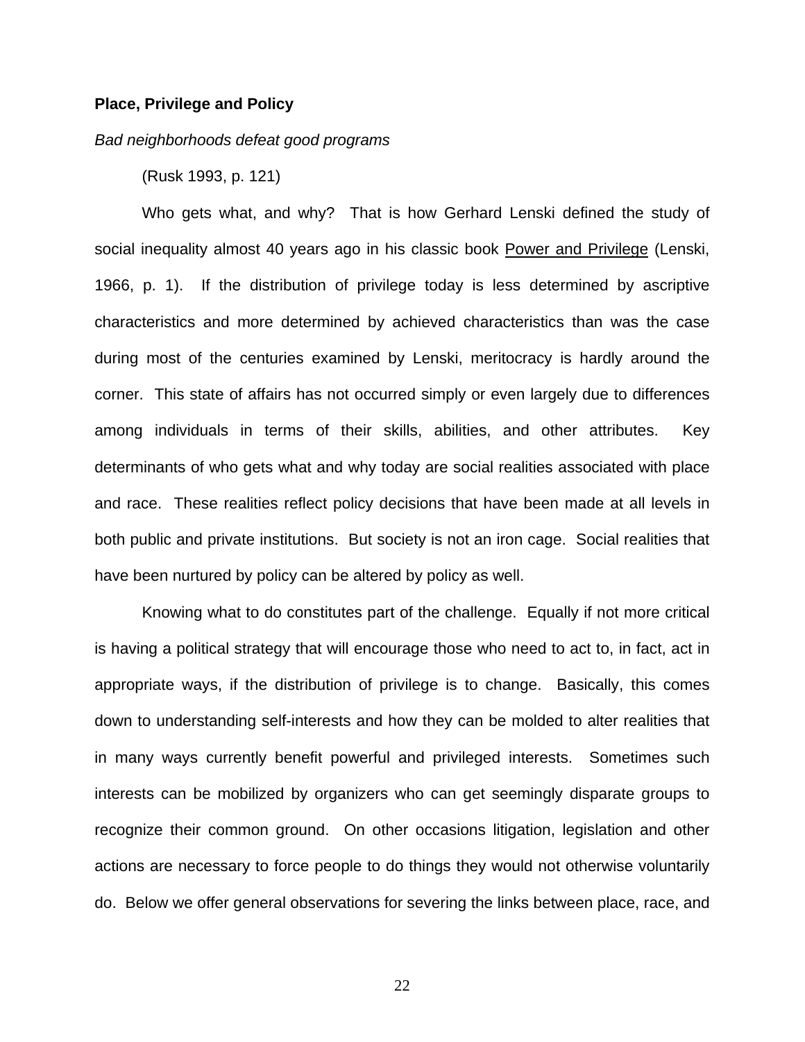**Place, Privilege and Policy**

*Bad neighborhoods defeat good programs*

(Rusk 1993, p. 121)

Who gets what, and why? That is how Gerhard Lenski defined the study of social inequality almost 40 years ago in his classic book Power and Privilege (Lenski, 1966, p. 1). If the distribution of privilege today is less determined by ascriptive characteristics and more determined by achieved characteristics than was the case during most of the centuries examined by Lenski, meritocracy is hardly around the corner. This state of affairs has not occurred simply or even largely due to differences among individuals in terms of their skills, abilities, and other attributes. Key determinants of who gets what and why today are social realities associated with place and race. These realities reflect policy decisions that have been made at all levels in both public and private institutions. But society is not an iron cage. Social realities that have been nurtured by policy can be altered by policy as well.

Knowing what to do constitutes part of the challenge. Equally if not more critical is having a political strategy that will encourage those who need to act to, in fact, act in appropriate ways, if the distribution of privilege is to change. Basically, this comes down to understanding self-interests and how they can be molded to alter realities that in many ways currently benefit powerful and privileged interests. Sometimes such interests can be mobilized by organizers who can get seemingly disparate groups to recognize their common ground. On other occasions litigation, legislation and other actions are necessary to force people to do things they would not otherwise voluntarily do. Below we offer general observations for severing the links between place, race, and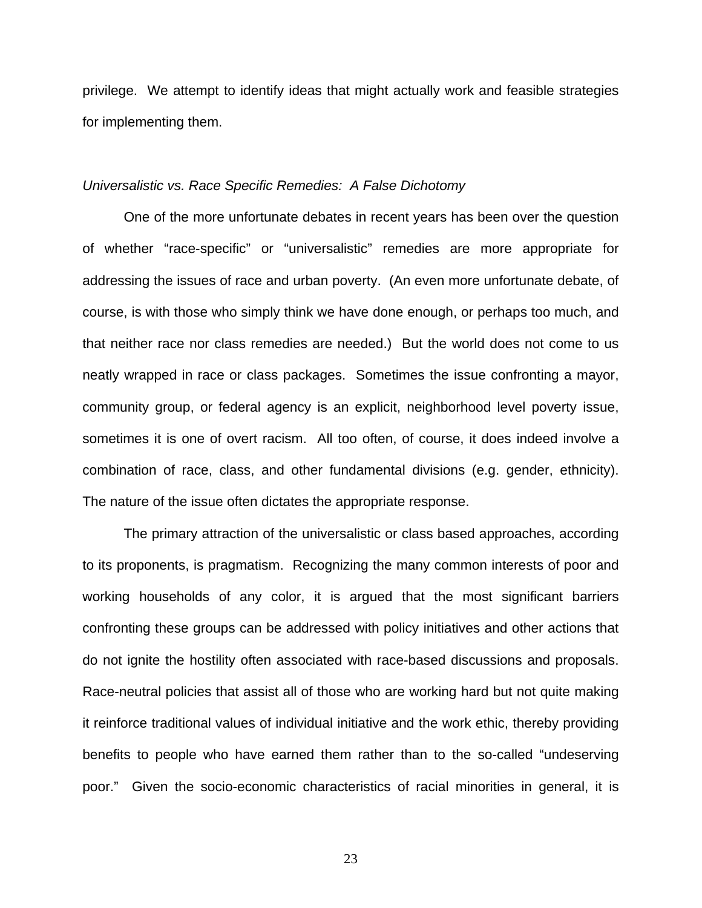privilege. We attempt to identify ideas that might actually work and feasible strategies for implementing them.

*Universalistic vs. Race Specific Remedies: A False Dichotomy*

One of the more unfortunate debates in recent years has been over the question of whether "race-specific" or "universalistic" remedies are more appropriate for addressing the issues of race and urban poverty. (An even more unfortunate debate, of course, is with those who simply think we have done enough, or perhaps too much, and that neither race nor class remedies are needed.) But the world does not come to us neatly wrapped in race or class packages. Sometimes the issue confronting a mayor, community group, or federal agency is an explicit, neighborhood level poverty issue, sometimes it is one of overt racism. All too often, of course, it does indeed involve a combination of race, class, and other fundamental divisions (e.g. gender, ethnicity). The nature of the issue often dictates the appropriate response.

The primary attraction of the universalistic or class based approaches, according to its proponents, is pragmatism. Recognizing the many common interests of poor and working households of any color, it is argued that the most significant barriers confronting these groups can be addressed with policy initiatives and other actions that do not ignite the hostility often associated with race-based discussions and proposals. Race-neutral policies that assist all of those who are working hard but not quite making it reinforce traditional values of individual initiative and the work ethic, thereby providing benefits to people who have earned them rather than to the so-called "undeserving poor." Given the socio-economic characteristics of racial minorities in general, it is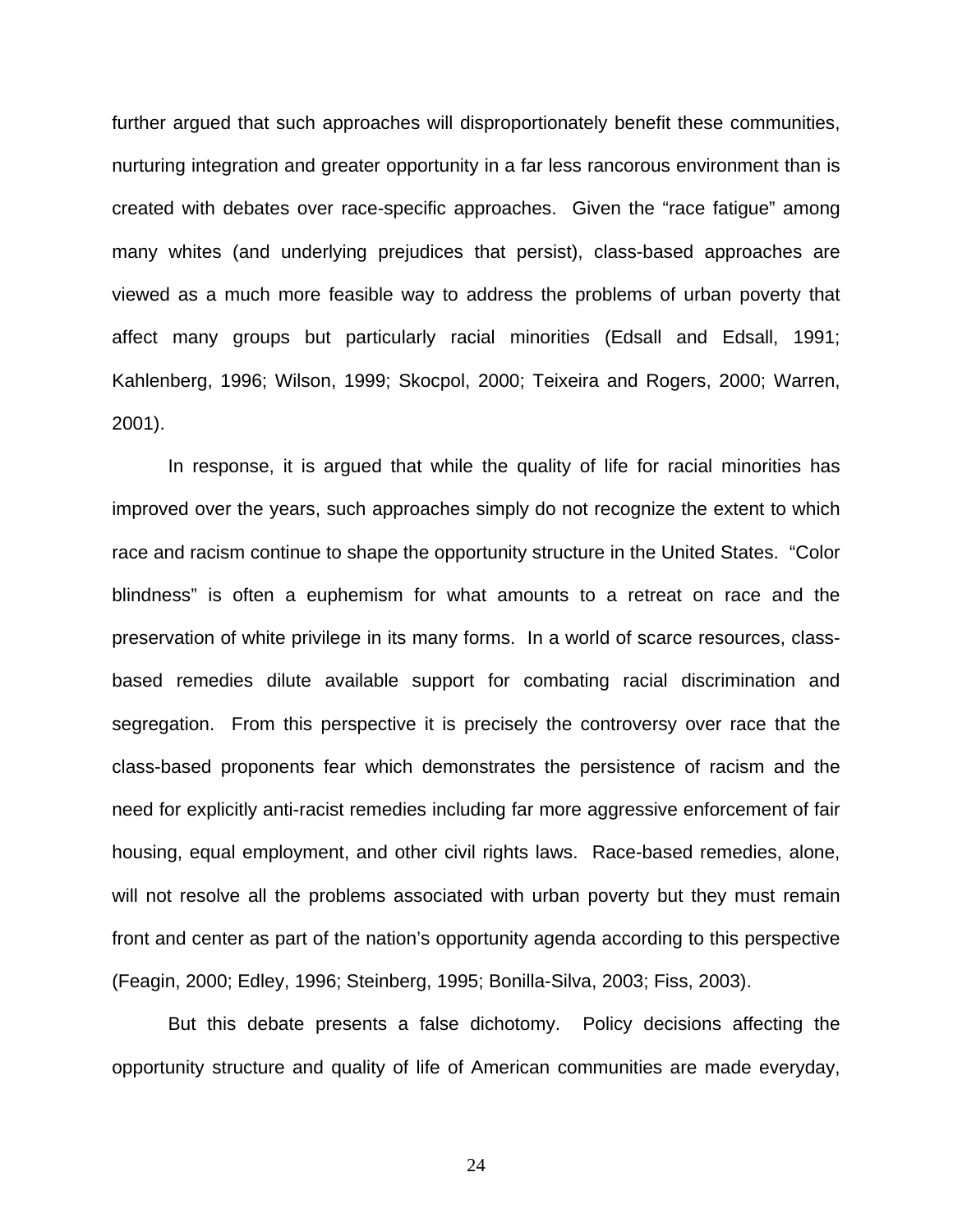further argued that such approaches will disproportionately benefit these communities, nurturing integration and greater opportunity in a far less rancorous environment than is created with debates over race-specific approaches. Given the "race fatigue" among many whites (and underlying prejudices that persist), class-based approaches are viewed as a much more feasible way to address the problems of urban poverty that affect many groups but particularly racial minorities (Edsall and Edsall, 1991; Kahlenberg, 1996; Wilson, 1999; Skocpol, 2000; Teixeira and Rogers, 2000; Warren, 2001).

In response, it is argued that while the quality of life for racial minorities has improved over the years, such approaches simply do not recognize the extent to which race and racism continue to shape the opportunity structure in the United States. "Color blindness" is often a euphemism for what amounts to a retreat on race and the preservation of white privilege in its many forms. In a world of scarce resources, class-based remedies dilute available support for combating racial discrimination and segregation. From this perspective it is precisely the controversy over race that the class-based proponents fear which demonstrates the persistence of racism and the need for explicitly anti-racist remedies including far more aggressive enforcement of fair housing, equal employment, and other civil rights laws. Race-based remedies, alone, will not resolve all the problems associated with urban poverty but they must remain front and center as part of the nation's opportunity agenda according to this perspective (Feagin, 2000; Edley, 1996; Steinberg, 1995; Bonilla-Silva, 2003; Fiss, 2003).

But this debate presents a false dichotomy. Policy decisions affecting the opportunity structure and quality of life of American communities are made everyday,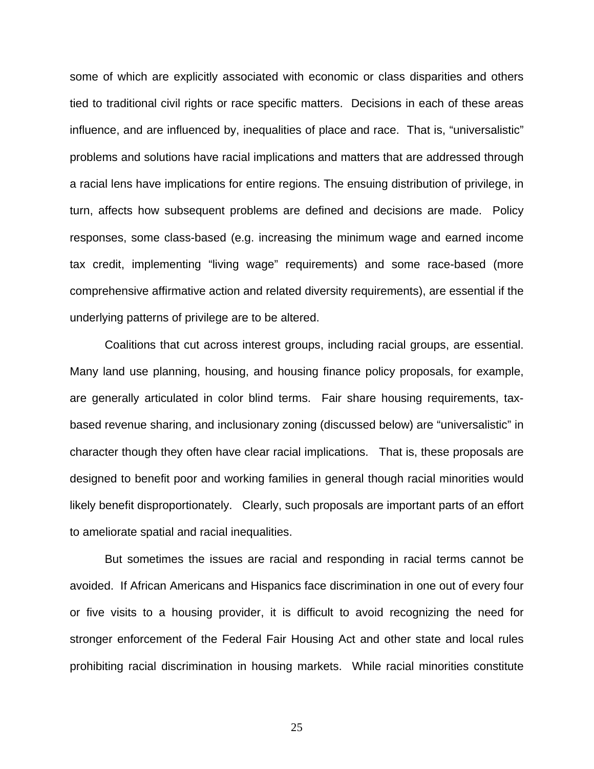some of which are explicitly associated with economic or class disparities and others tied to traditional civil rights or race specific matters. Decisions in each of these areas influence, and are influenced by, inequalities of place and race. That is, "universalistic" problems and solutions have racial implications and matters that are addressed through a racial lens have implications for entire regions. The ensuing distribution of privilege, in turn, affects how subsequent problems are defined and decisions are made. Policy responses, some class-based (e.g. increasing the minimum wage and earned income tax credit, implementing "living wage" requirements) and some race-based (more comprehensive affirmative action and related diversity requirements), are essential if the underlying patterns of privilege are to be altered.

Coalitions that cut across interest groups, including racial groups, are essential. Many land use planning, housing, and housing finance policy proposals, for example, are generally articulated in color blind terms. Fair share housing requirements, tax-based revenue sharing, and inclusionary zoning (discussed below) are "universalistic" in character though they often have clear racial implications. That is, these proposals are designed to benefit poor and working families in general though racial minorities would likely benefit disproportionately. Clearly, such proposals are important parts of an effort to ameliorate spatial and racial inequalities.

But sometimes the issues are racial and responding in racial terms cannot be avoided. If African Americans and Hispanics face discrimination in one out of every four or five visits to a housing provider, it is difficult to avoid recognizing the need for stronger enforcement of the Federal Fair Housing Act and other state and local rules prohibiting racial discrimination in housing markets. While racial minorities constitute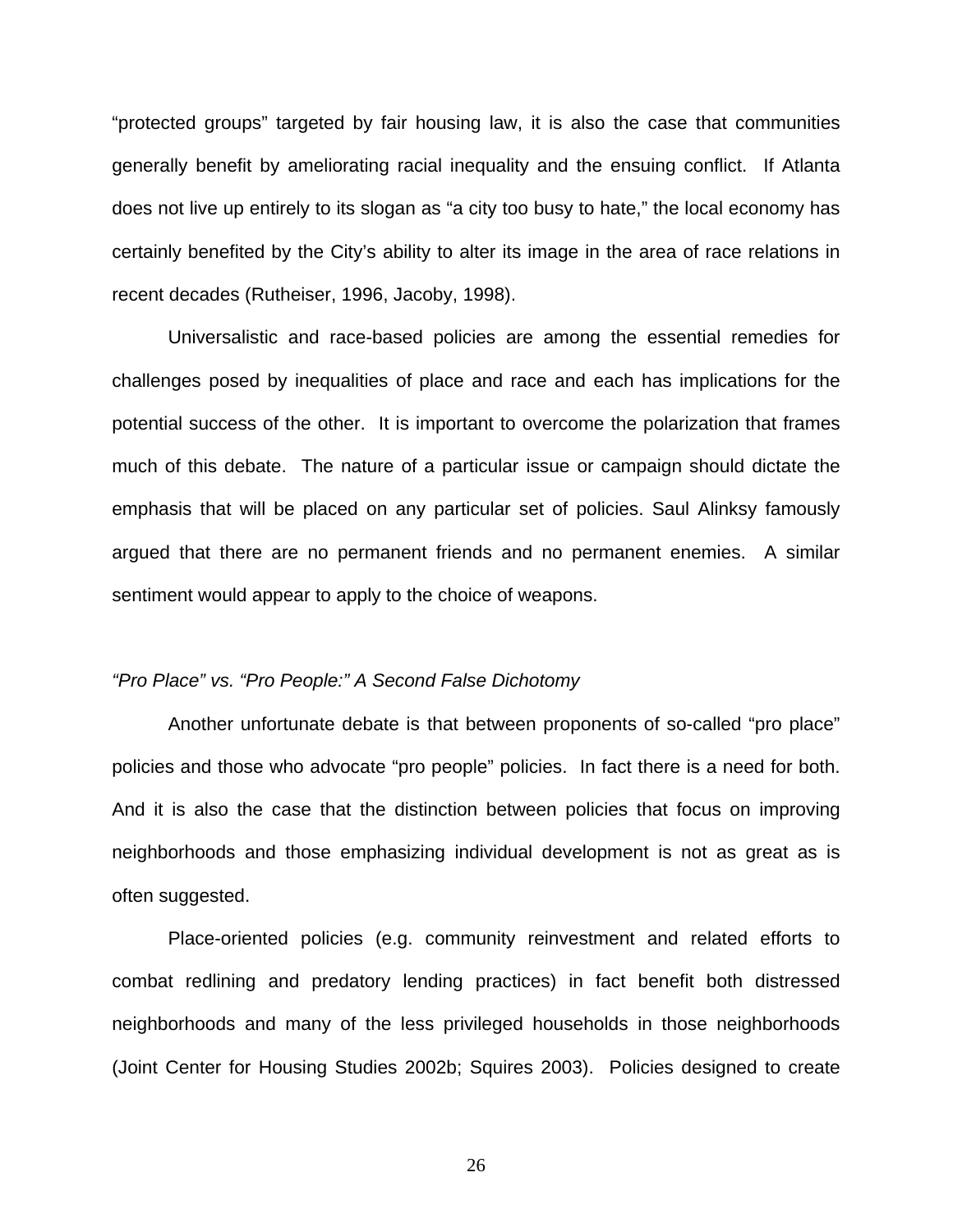"protected groups" targeted by fair housing law, it is also the case that communities generally benefit by ameliorating racial inequality and the ensuing conflict. If Atlanta does not live up entirely to its slogan as "a city too busy to hate," the local economy has certainly benefited by the City's ability to alter its image in the area of race relations in recent decades (Rutheiser, 1996, Jacoby, 1998).

Universalistic and race-based policies are among the essential remedies for challenges posed by inequalities of place and race and each has implications for the potential success of the other. It is important to overcome the polarization that frames much of this debate. The nature of a particular issue or campaign should dictate the emphasis that will be placed on any particular set of policies. Saul Alinksy famously argued that there are no permanent friends and no permanent enemies. A similar sentiment would appear to apply to the choice of weapons.

*"Pro Place" vs. "Pro People:" A Second False Dichotomy*

Another unfortunate debate is that between proponents of so-called "pro place" policies and those who advocate "pro people" policies. In fact there is a need for both. And it is also the case that the distinction between policies that focus on improving neighborhoods and those emphasizing individual development is not as great as is often suggested.

Place-oriented policies (e.g. community reinvestment and related efforts to combat redlining and predatory lending practices) in fact benefit both distressed neighborhoods and many of the less privileged households in those neighborhoods (Joint Center for Housing Studies 2002b; Squires 2003). Policies designed to create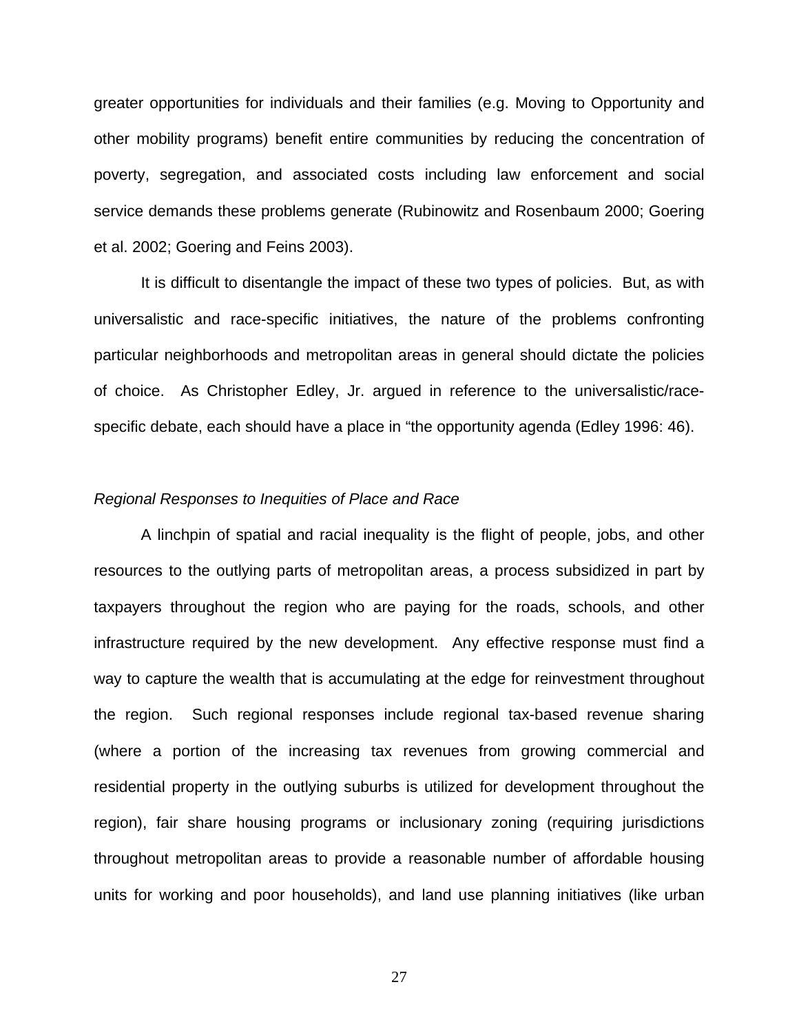greater opportunities for individuals and their families (e.g. Moving to Opportunity and other mobility programs) benefit entire communities by reducing the concentration of poverty, segregation, and associated costs including law enforcement and social service demands these problems generate (Rubinowitz and Rosenbaum 2000; Goering et al. 2002; Goering and Feins 2003).

It is difficult to disentangle the impact of these two types of policies. But, as with universalistic and race-specific initiatives, the nature of the problems confronting particular neighborhoods and metropolitan areas in general should dictate the policies of choice. As Christopher Edley, Jr. argued in reference to the universalistic/race-specific debate, each should have a place in "the opportunity agenda (Edley 1996: 46).

*Regional Responses to Inequities of Place and Race*

A linchpin of spatial and racial inequality is the flight of people, jobs, and other resources to the outlying parts of metropolitan areas, a process subsidized in part by taxpayers throughout the region who are paying for the roads, schools, and other infrastructure required by the new development. Any effective response must find a way to capture the wealth that is accumulating at the edge for reinvestment throughout the region. Such regional responses include regional tax-based revenue sharing (where a portion of the increasing tax revenues from growing commercial and residential property in the outlying suburbs is utilized for development throughout the region), fair share housing programs or inclusionary zoning (requiring jurisdictions throughout metropolitan areas to provide a reasonable number of affordable housing units for working and poor households), and land use planning initiatives (like urban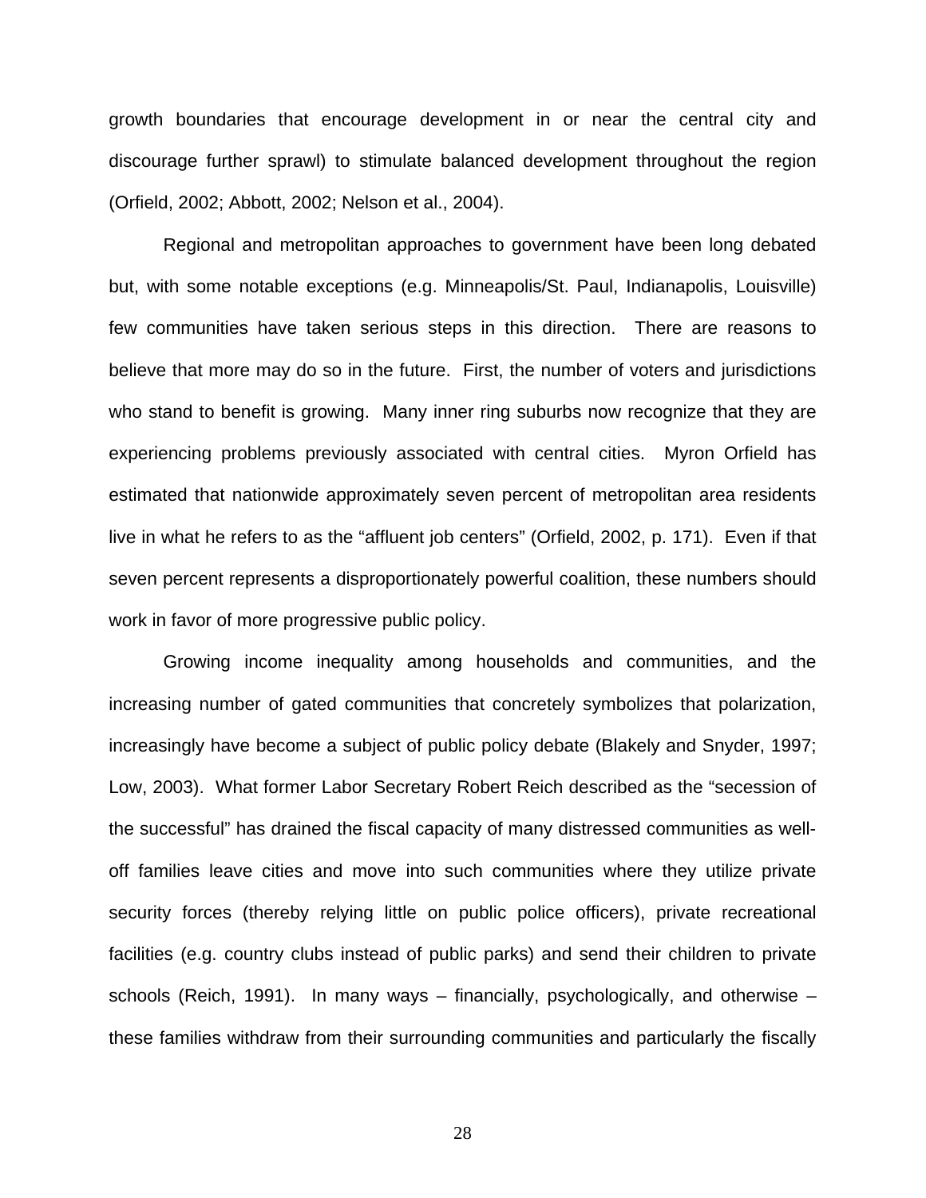growth boundaries that encourage development in or near the central city and discourage further sprawl) to stimulate balanced development throughout the region (Orfield, 2002; Abbott, 2002; Nelson et al., 2004).

Regional and metropolitan approaches to government have been long debated but, with some notable exceptions (e.g. Minneapolis/St. Paul, Indianapolis, Louisville) few communities have taken serious steps in this direction. There are reasons to believe that more may do so in the future. First, the number of voters and jurisdictions who stand to benefit is growing. Many inner ring suburbs now recognize that they are experiencing problems previously associated with central cities. Myron Orfield has estimated that nationwide approximately seven percent of metropolitan area residents live in what he refers to as the "affluent job centers" (Orfield, 2002, p. 171). Even if that seven percent represents a disproportionately powerful coalition, these numbers should work in favor of more progressive public policy.

Growing income inequality among households and communities, and the increasing number of gated communities that concretely symbolizes that polarization, increasingly have become a subject of public policy debate (Blakely and Snyder, 1997; Low, 2003). What former Labor Secretary Robert Reich described as the "secession of the successful" has drained the fiscal capacity of many distressed communities as well-off families leave cities and move into such communities where they utilize private security forces (thereby relying little on public police officers), private recreational facilities (e.g. country clubs instead of public parks) and send their children to private schools (Reich, 1991). In many ways – financially, psychologically, and otherwise – these families withdraw from their surrounding communities and particularly the fiscally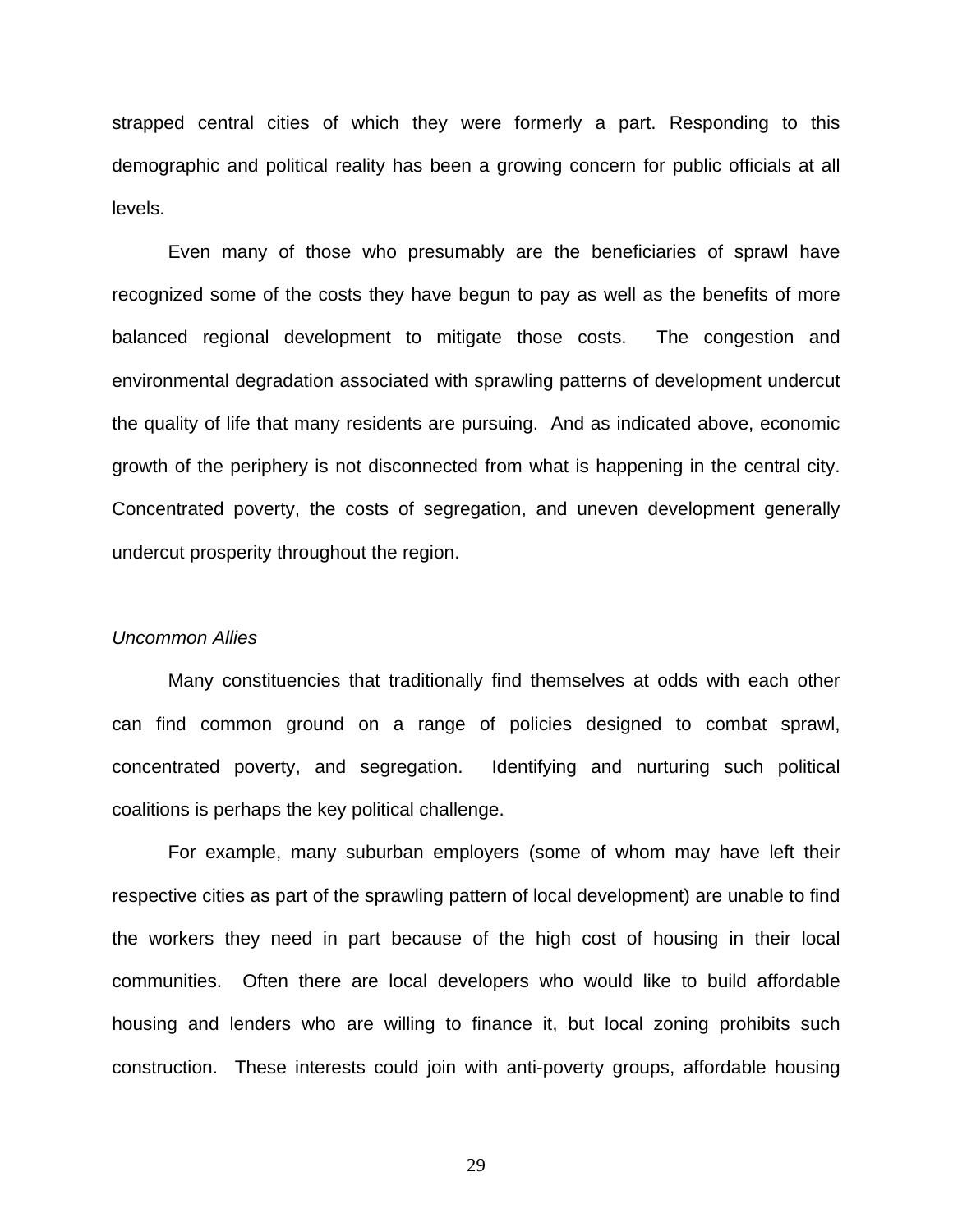strapped central cities of which they were formerly a part. Responding to this demographic and political reality has been a growing concern for public officials at all levels.

Even many of those who presumably are the beneficiaries of sprawl have recognized some of the costs they have begun to pay as well as the benefits of more balanced regional development to mitigate those costs. The congestion and environmental degradation associated with sprawling patterns of development undercut the quality of life that many residents are pursuing. And as indicated above, economic growth of the periphery is not disconnected from what is happening in the central city. Concentrated poverty, the costs of segregation, and uneven development generally undercut prosperity throughout the region.

*Uncommon Allies*

Many constituencies that traditionally find themselves at odds with each other can find common ground on a range of policies designed to combat sprawl, concentrated poverty, and segregation. Identifying and nurturing such political coalitions is perhaps the key political challenge.

For example, many suburban employers (some of whom may have left their respective cities as part of the sprawling pattern of local development) are unable to find the workers they need in part because of the high cost of housing in their local communities. Often there are local developers who would like to build affordable housing and lenders who are willing to finance it, but local zoning prohibits such construction. These interests could join with anti-poverty groups, affordable housing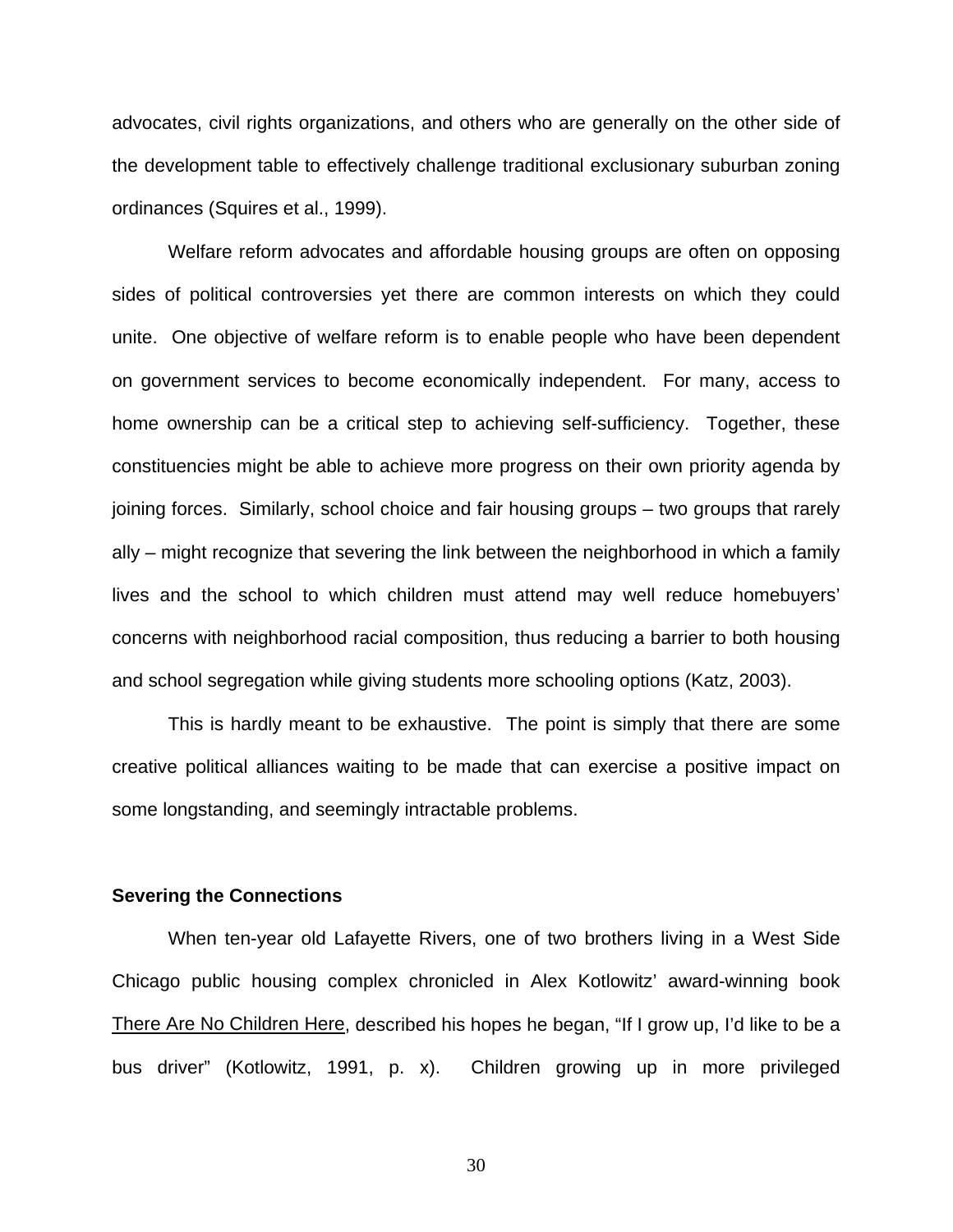advocates, civil rights organizations, and others who are generally on the other side of the development table to effectively challenge traditional exclusionary suburban zoning ordinances (Squires et al., 1999).

Welfare reform advocates and affordable housing groups are often on opposing sides of political controversies yet there are common interests on which they could unite. One objective of welfare reform is to enable people who have been dependent on government services to become economically independent. For many, access to home ownership can be a critical step to achieving self-sufficiency. Together, these constituencies might be able to achieve more progress on their own priority agenda by joining forces. Similarly, school choice and fair housing groups – two groups that rarely ally – might recognize that severing the link between the neighborhood in which a family lives and the school to which children must attend may well reduce homebuyers' concerns with neighborhood racial composition, thus reducing a barrier to both housing and school segregation while giving students more schooling options (Katz, 2003).

This is hardly meant to be exhaustive. The point is simply that there are some creative political alliances waiting to be made that can exercise a positive impact on some longstanding, and seemingly intractable problems.

**Severing the Connections**

When ten-year old Lafayette Rivers, one of two brothers living in a West Side Chicago public housing complex chronicled in Alex Kotlowitz' award-winning book <u>There Are No Children Here</u>, described his hopes he began, "If I grow up, I'd like to be a bus driver" (Kotlowitz, 1991, p. x). Children growing up in more privileged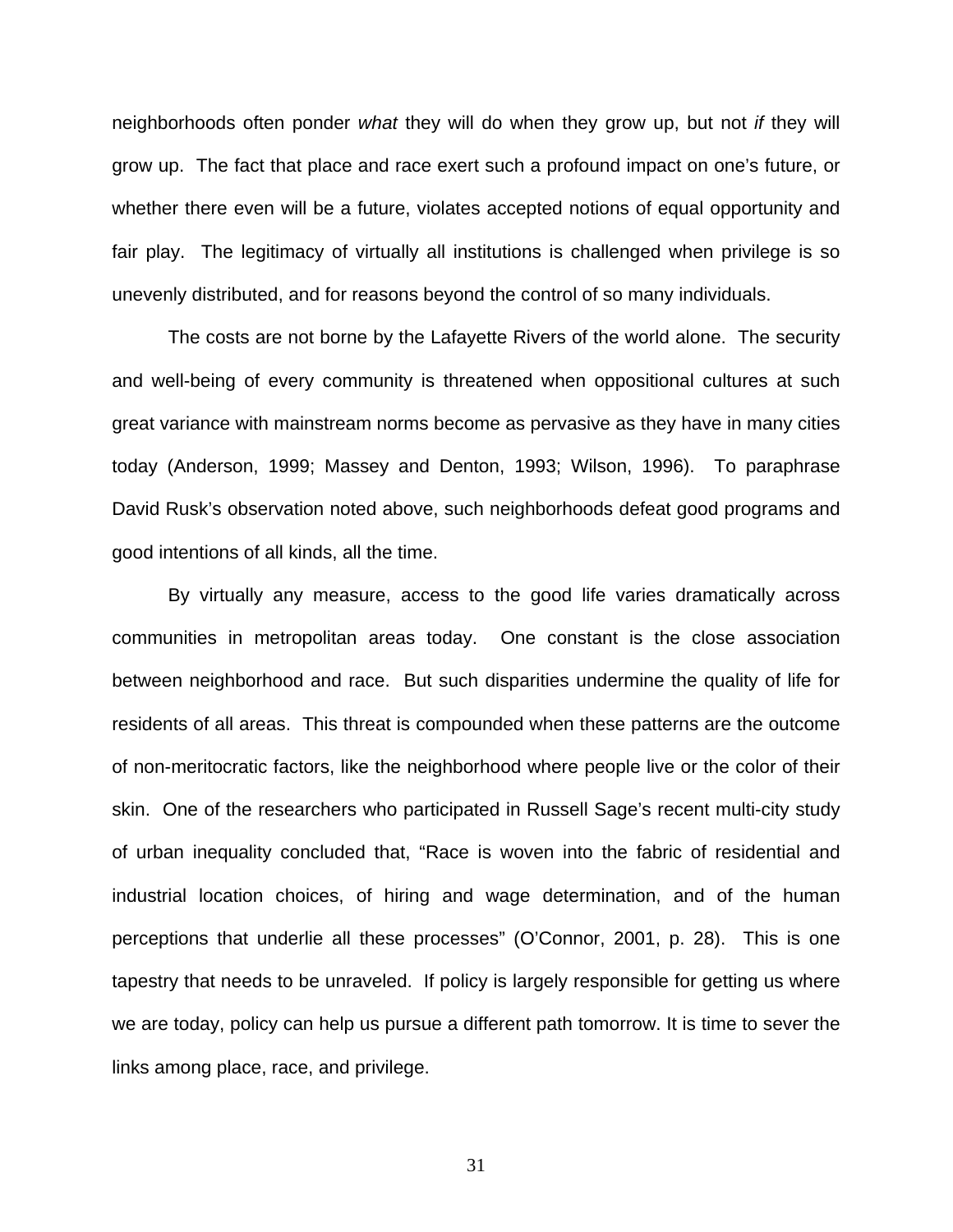neighborhoods often ponder *what* they will do when they grow up, but not *if* they will grow up. The fact that place and race exert such a profound impact on one's future, or whether there even will be a future, violates accepted notions of equal opportunity and fair play. The legitimacy of virtually all institutions is challenged when privilege is so unevenly distributed, and for reasons beyond the control of so many individuals.

The costs are not borne by the Lafayette Rivers of the world alone. The security and well-being of every community is threatened when oppositional cultures at such great variance with mainstream norms become as pervasive as they have in many cities today (Anderson, 1999; Massey and Denton, 1993; Wilson, 1996). To paraphrase David Rusk's observation noted above, such neighborhoods defeat good programs and good intentions of all kinds, all the time.

By virtually any measure, access to the good life varies dramatically across communities in metropolitan areas today. One constant is the close association between neighborhood and race. But such disparities undermine the quality of life for residents of all areas. This threat is compounded when these patterns are the outcome of non-meritocratic factors, like the neighborhood where people live or the color of their skin. One of the researchers who participated in Russell Sage's recent multi-city study of urban inequality concluded that, "Race is woven into the fabric of residential and industrial location choices, of hiring and wage determination, and of the human perceptions that underlie all these processes" (O'Connor, 2001, p. 28). This is one tapestry that needs to be unraveled. If policy is largely responsible for getting us where we are today, policy can help us pursue a different path tomorrow. It is time to sever the links among place, race, and privilege.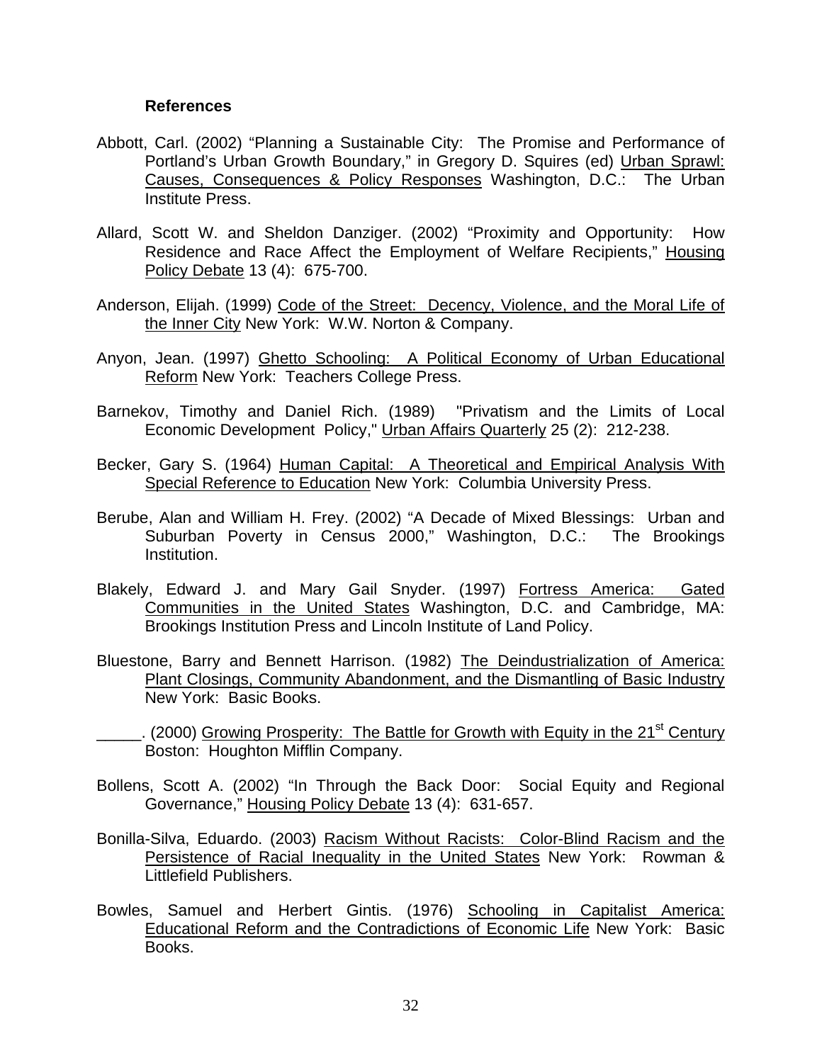**References**

Abbott, Carl. (2002) "Planning a Sustainable City: The Promise and Performance of Portland's Urban Growth Boundary," in Gregory D. Squires (ed) Urban Sprawl: Causes, Consequences & Policy Responses Washington, D.C.: The Urban Institute Press.

Allard, Scott W. and Sheldon Danziger. (2002) "Proximity and Opportunity: How Residence and Race Affect the Employment of Welfare Recipients," Housing Policy Debate 13 (4): 675-700.

Anderson, Elijah. (1999) Code of the Street: Decency, Violence, and the Moral Life of the Inner City New York: W.W. Norton & Company.

Anyon, Jean. (1997) Ghetto Schooling: A Political Economy of Urban Educational Reform New York: Teachers College Press.

Barnekov, Timothy and Daniel Rich. (1989) "Privatism and the Limits of Local Economic Development Policy," Urban Affairs Quarterly 25 (2): 212-238.

Becker, Gary S. (1964) Human Capital: A Theoretical and Empirical Analysis With Special Reference to Education New York: Columbia University Press.

Berube, Alan and William H. Frey. (2002) "A Decade of Mixed Blessings: Urban and Suburban Poverty in Census 2000," Washington, D.C.: The Brookings Institution.

Blakely, Edward J. and Mary Gail Snyder. (1997) Fortress America: Gated Communities in the United States Washington, D.C. and Cambridge, MA: Brookings Institution Press and Lincoln Institute of Land Policy.

Bluestone, Barry and Bennett Harrison. (1982) The Deindustrialization of America: Plant Closings, Community Abandonment, and the Dismantling of Basic Industry New York: Basic Books.

_____. (2000) Growing Prosperity: The Battle for Growth with Equity in the 21st Century Boston: Houghton Mifflin Company.

Bollens, Scott A. (2002) "In Through the Back Door: Social Equity and Regional Governance," Housing Policy Debate 13 (4): 631-657.

Bonilla-Silva, Eduardo. (2003) Racism Without Racists: Color-Blind Racism and the Persistence of Racial Inequality in the United States New York: Rowman & Littlefield Publishers.

Bowles, Samuel and Herbert Gintis. (1976) Schooling in Capitalist America: Educational Reform and the Contradictions of Economic Life New York: Basic Books.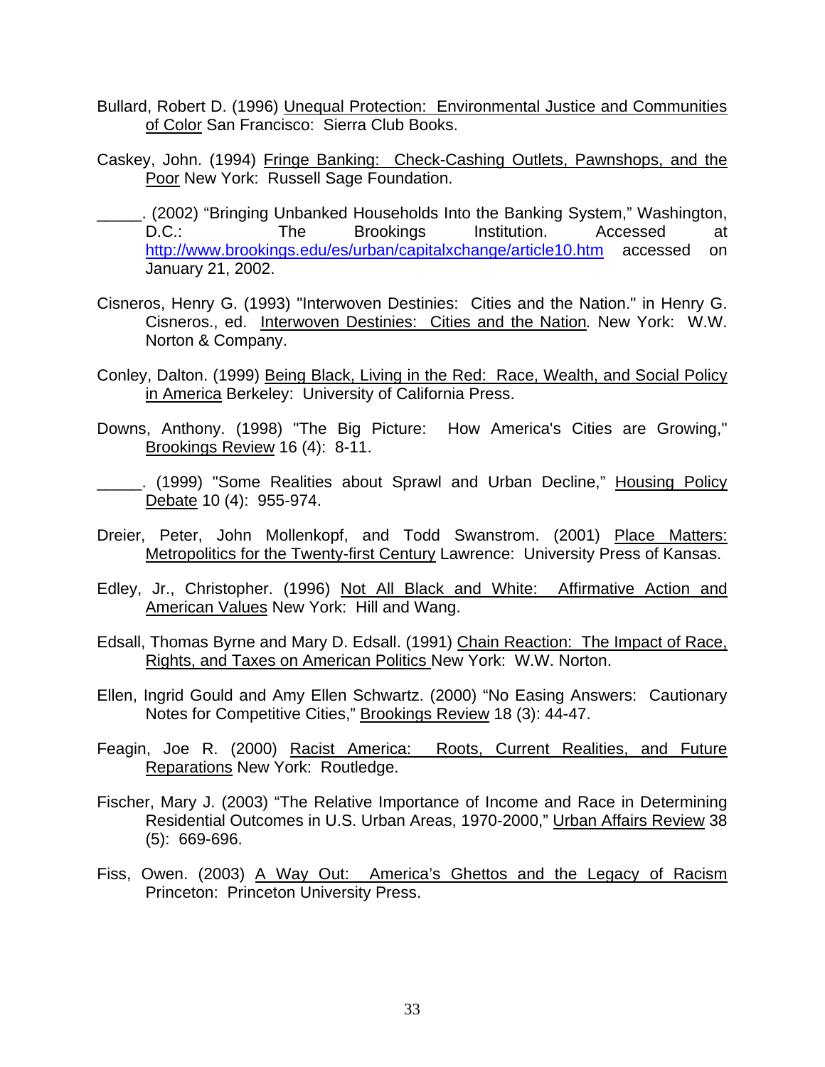Bullard, Robert D. (1996) Unequal Protection: Environmental Justice and Communities of Color San Francisco: Sierra Club Books.

Caskey, John. (1994) Fringe Banking: Check-Cashing Outlets, Pawnshops, and the Poor New York: Russell Sage Foundation.

_____. (2002) "Bringing Unbanked Households Into the Banking System," Washington, D.C.: The Brookings Institution. Accessed at http://www.brookings.edu/es/urban/capitalxchange/article10.htm accessed on January 21, 2002.

Cisneros, Henry G. (1993) "Interwoven Destinies: Cities and the Nation." in Henry G. Cisneros., ed. Interwoven Destinies: Cities and the Nation. New York: W.W. Norton & Company.

Conley, Dalton. (1999) Being Black, Living in the Red: Race, Wealth, and Social Policy in America Berkeley: University of California Press.

Downs, Anthony. (1998) "The Big Picture: How America's Cities are Growing," Brookings Review 16 (4): 8-11.

_____. (1999) "Some Realities about Sprawl and Urban Decline," Housing Policy Debate 10 (4): 955-974.

Dreier, Peter, John Mollenkopf, and Todd Swanstrom. (2001) Place Matters: Metropolitics for the Twenty-first Century Lawrence: University Press of Kansas.

Edley, Jr., Christopher. (1996) Not All Black and White: Affirmative Action and American Values New York: Hill and Wang.

Edsall, Thomas Byrne and Mary D. Edsall. (1991) Chain Reaction: The Impact of Race, Rights, and Taxes on American Politics New York: W.W. Norton.

Ellen, Ingrid Gould and Amy Ellen Schwartz. (2000) "No Easing Answers: Cautionary Notes for Competitive Cities," Brookings Review 18 (3): 44-47.

Feagin, Joe R. (2000) Racist America: Roots, Current Realities, and Future Reparations New York: Routledge.

Fischer, Mary J. (2003) "The Relative Importance of Income and Race in Determining Residential Outcomes in U.S. Urban Areas, 1970-2000," Urban Affairs Review 38 (5): 669-696.

Fiss, Owen. (2003) A Way Out: America's Ghettos and the Legacy of Racism Princeton: Princeton University Press.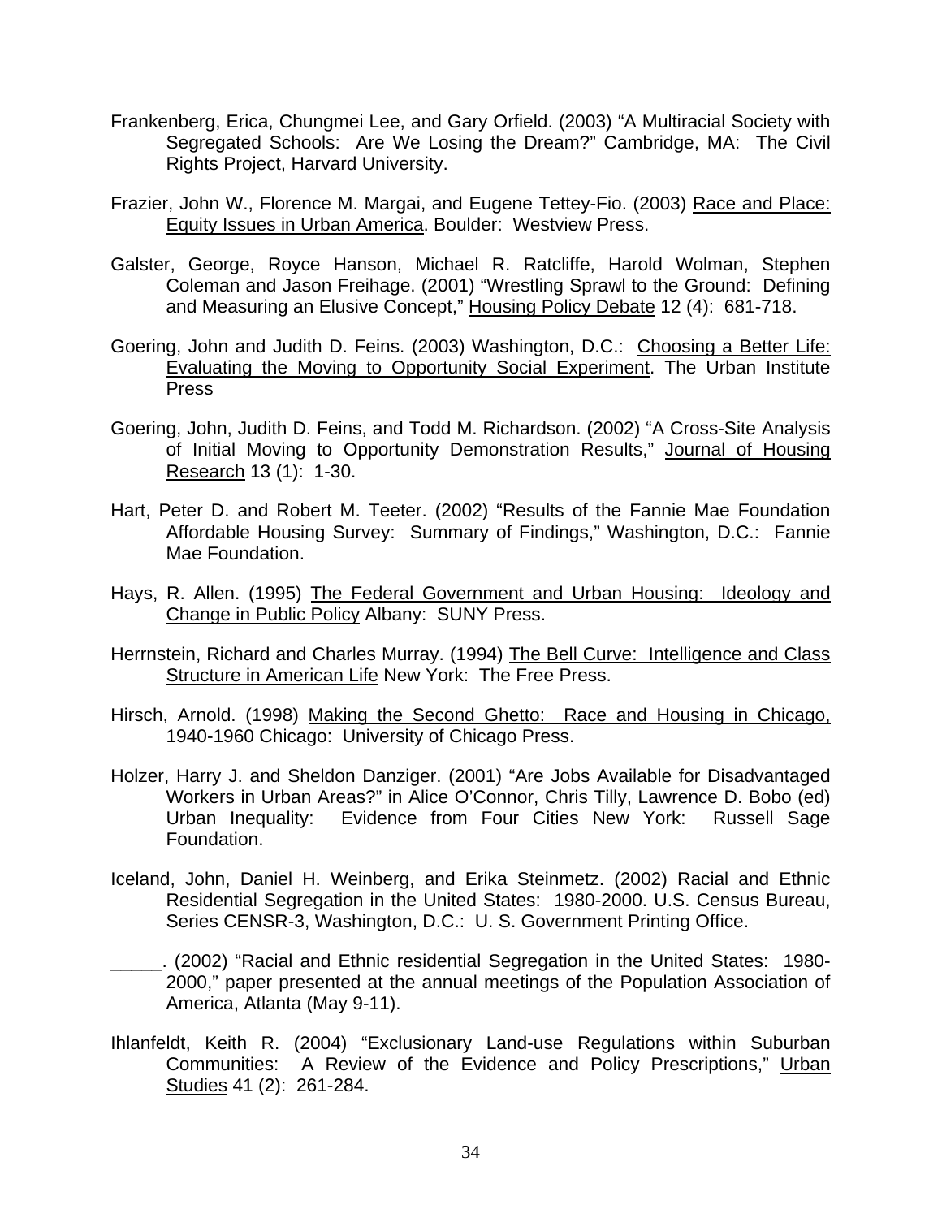Frankenberg, Erica, Chungmei Lee, and Gary Orfield. (2003) "A Multiracial Society with Segregated Schools: Are We Losing the Dream?" Cambridge, MA: The Civil Rights Project, Harvard University.

Frazier, John W., Florence M. Margai, and Eugene Tettey-Fio. (2003) Race and Place: Equity Issues in Urban America. Boulder: Westview Press.

Galster, George, Royce Hanson, Michael R. Ratcliffe, Harold Wolman, Stephen Coleman and Jason Freihage. (2001) "Wrestling Sprawl to the Ground: Defining and Measuring an Elusive Concept," Housing Policy Debate 12 (4): 681-718.

Goering, John and Judith D. Feins. (2003) Washington, D.C.: Choosing a Better Life: Evaluating the Moving to Opportunity Social Experiment. The Urban Institute Press

Goering, John, Judith D. Feins, and Todd M. Richardson. (2002) "A Cross-Site Analysis of Initial Moving to Opportunity Demonstration Results," Journal of Housing Research 13 (1): 1-30.

Hart, Peter D. and Robert M. Teeter. (2002) "Results of the Fannie Mae Foundation Affordable Housing Survey: Summary of Findings," Washington, D.C.: Fannie Mae Foundation.

Hays, R. Allen. (1995) The Federal Government and Urban Housing: Ideology and Change in Public Policy Albany: SUNY Press.

Herrnstein, Richard and Charles Murray. (1994) The Bell Curve: Intelligence and Class Structure in American Life New York: The Free Press.

Hirsch, Arnold. (1998) Making the Second Ghetto: Race and Housing in Chicago, 1940-1960 Chicago: University of Chicago Press.

Holzer, Harry J. and Sheldon Danziger. (2001) "Are Jobs Available for Disadvantaged Workers in Urban Areas?" in Alice O'Connor, Chris Tilly, Lawrence D. Bobo (ed) Urban Inequality: Evidence from Four Cities New York: Russell Sage Foundation.

Iceland, John, Daniel H. Weinberg, and Erika Steinmetz. (2002) Racial and Ethnic Residential Segregation in the United States: 1980-2000. U.S. Census Bureau, Series CENSR-3, Washington, D.C.: U. S. Government Printing Office.

_____. (2002) "Racial and Ethnic residential Segregation in the United States: 1980-2000," paper presented at the annual meetings of the Population Association of America, Atlanta (May 9-11).

Ihlanfeldt, Keith R. (2004) "Exclusionary Land-use Regulations within Suburban Communities: A Review of the Evidence and Policy Prescriptions," Urban Studies 41 (2): 261-284.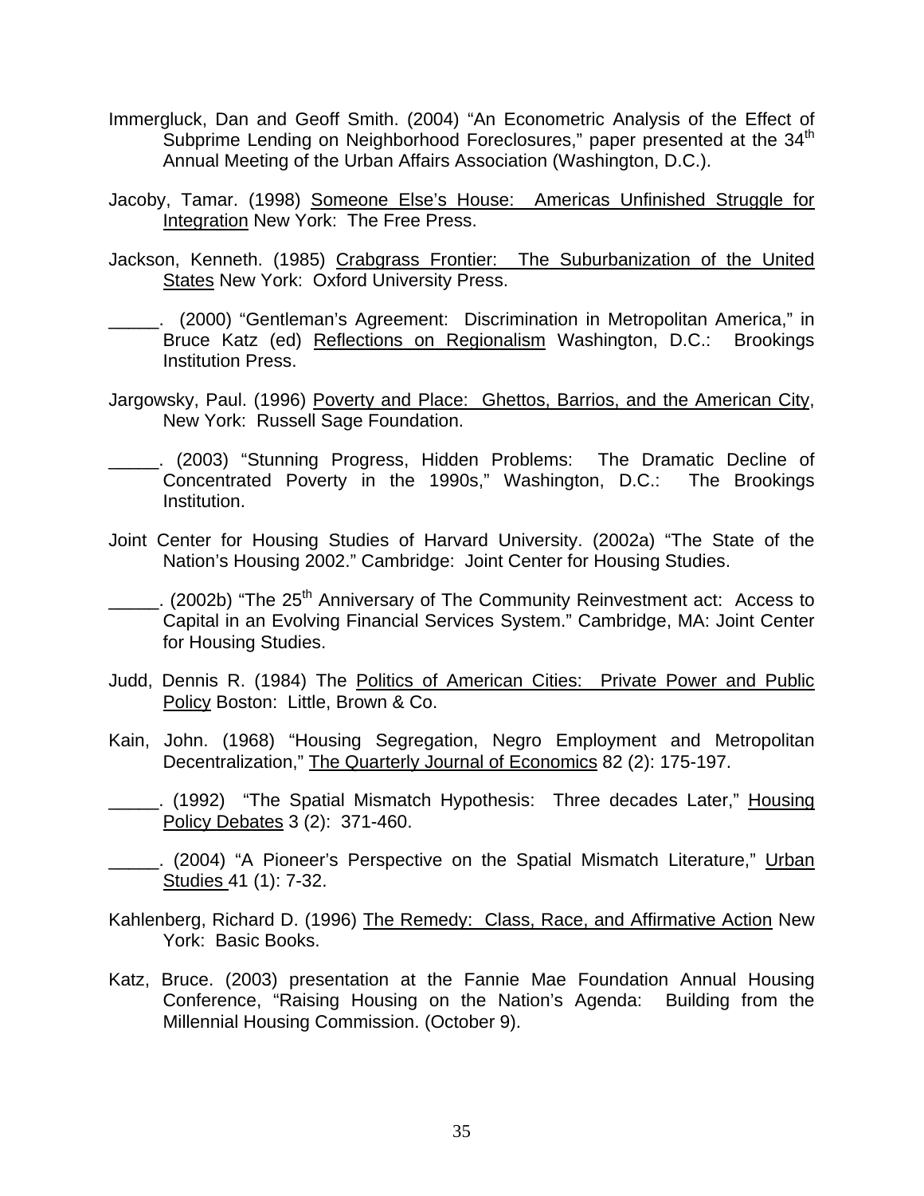Immergluck, Dan and Geoff Smith. (2004) “An Econometric Analysis of the Effect of Subprime Lending on Neighborhood Foreclosures,” paper presented at the 34th Annual Meeting of the Urban Affairs Association (Washington, D.C.).

Jacoby, Tamar. (1998) Someone Else’s House: Americas Unfinished Struggle for Integration New York: The Free Press.

Jackson, Kenneth. (1985) Crabgrass Frontier: The Suburbanization of the United States New York: Oxford University Press.

_____. (2000) “Gentleman’s Agreement: Discrimination in Metropolitan America,” in Bruce Katz (ed) Reflections on Regionalism Washington, D.C.: Brookings Institution Press.

Jargowsky, Paul. (1996) Poverty and Place: Ghettos, Barrios, and the American City, New York: Russell Sage Foundation.

_____. (2003) “Stunning Progress, Hidden Problems: The Dramatic Decline of Concentrated Poverty in the 1990s,” Washington, D.C.: The Brookings Institution.

Joint Center for Housing Studies of Harvard University. (2002a) “The State of the Nation’s Housing 2002.” Cambridge: Joint Center for Housing Studies.

_____. (2002b) “The 25th Anniversary of The Community Reinvestment act: Access to Capital in an Evolving Financial Services System.” Cambridge, MA: Joint Center for Housing Studies.

Judd, Dennis R. (1984) The Politics of American Cities: Private Power and Public Policy Boston: Little, Brown & Co.

Kain, John. (1968) “Housing Segregation, Negro Employment and Metropolitan Decentralization,” The Quarterly Journal of Economics 82 (2): 175-197.

_____. (1992) “The Spatial Mismatch Hypothesis: Three decades Later,” Housing Policy Debates 3 (2): 371-460.

_____. (2004) “A Pioneer’s Perspective on the Spatial Mismatch Literature,” Urban Studies 41 (1): 7-32.

Kahlenberg, Richard D. (1996) The Remedy: Class, Race, and Affirmative Action New York: Basic Books.

Katz, Bruce. (2003) presentation at the Fannie Mae Foundation Annual Housing Conference, “Raising Housing on the Nation’s Agenda: Building from the Millennial Housing Commission. (October 9).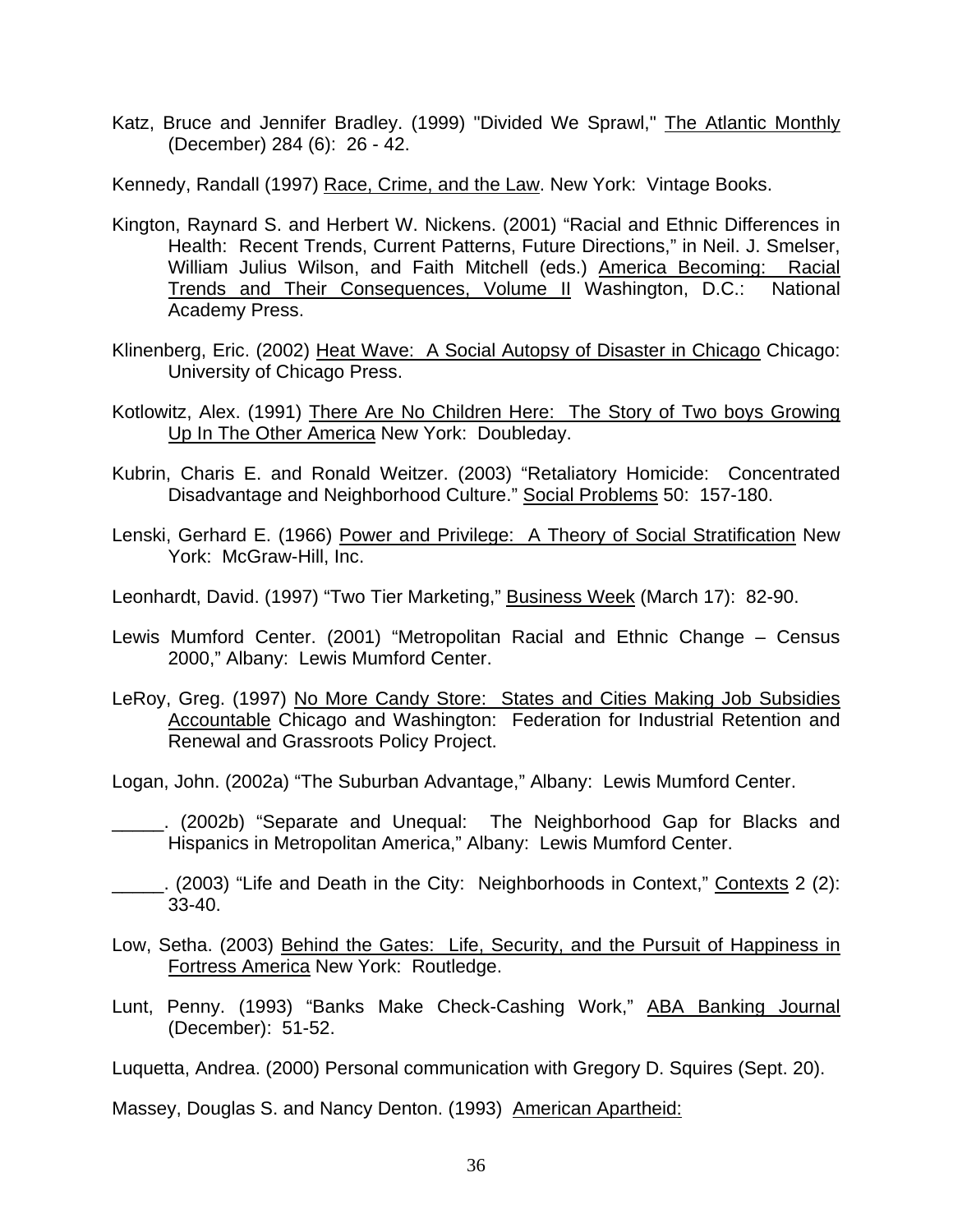Katz, Bruce and Jennifer Bradley. (1999) "Divided We Sprawl," The Atlantic Monthly (December) 284 (6): 26 - 42.

Kennedy, Randall (1997) Race, Crime, and the Law. New York: Vintage Books.

Kington, Raynard S. and Herbert W. Nickens. (2001) "Racial and Ethnic Differences in Health: Recent Trends, Current Patterns, Future Directions," in Neil. J. Smelser, William Julius Wilson, and Faith Mitchell (eds.) America Becoming: Racial Trends and Their Consequences, Volume II Washington, D.C.: National Academy Press.

Klinenberg, Eric. (2002) Heat Wave: A Social Autopsy of Disaster in Chicago Chicago: University of Chicago Press.

Kotlowitz, Alex. (1991) There Are No Children Here: The Story of Two boys Growing Up In The Other America New York: Doubleday.

Kubrin, Charis E. and Ronald Weitzer. (2003) "Retaliatory Homicide: Concentrated Disadvantage and Neighborhood Culture." Social Problems 50: 157-180.

Lenski, Gerhard E. (1966) Power and Privilege: A Theory of Social Stratification New York: McGraw-Hill, Inc.

Leonhardt, David. (1997) "Two Tier Marketing," Business Week (March 17): 82-90.

Lewis Mumford Center. (2001) "Metropolitan Racial and Ethnic Change – Census 2000," Albany: Lewis Mumford Center.

LeRoy, Greg. (1997) No More Candy Store: States and Cities Making Job Subsidies Accountable Chicago and Washington: Federation for Industrial Retention and Renewal and Grassroots Policy Project.

Logan, John. (2002a) "The Suburban Advantage," Albany: Lewis Mumford Center.

_____. (2002b) "Separate and Unequal: The Neighborhood Gap for Blacks and Hispanics in Metropolitan America," Albany: Lewis Mumford Center.

_____. (2003) "Life and Death in the City: Neighborhoods in Context," Contexts 2 (2): 33-40.

Low, Setha. (2003) Behind the Gates: Life, Security, and the Pursuit of Happiness in Fortress America New York: Routledge.

Lunt, Penny. (1993) "Banks Make Check-Cashing Work," ABA Banking Journal (December): 51-52.

Luquetta, Andrea. (2000) Personal communication with Gregory D. Squires (Sept. 20).

Massey, Douglas S. and Nancy Denton. (1993) American Apartheid: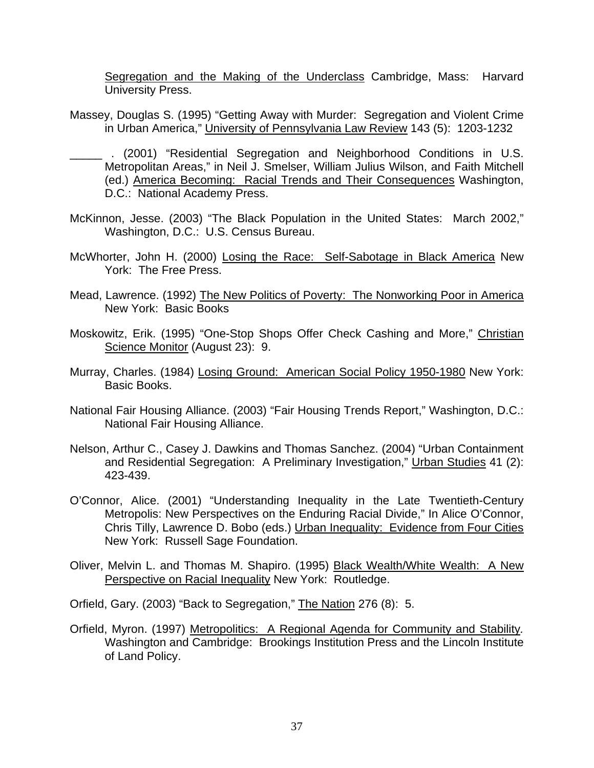Segregation and the Making of the Underclass Cambridge, Mass: Harvard University Press.

Massey, Douglas S. (1995) "Getting Away with Murder: Segregation and Violent Crime in Urban America," University of Pennsylvania Law Review 143 (5): 1203-1232

_____ . (2001) "Residential Segregation and Neighborhood Conditions in U.S. Metropolitan Areas," in Neil J. Smelser, William Julius Wilson, and Faith Mitchell (ed.) America Becoming: Racial Trends and Their Consequences Washington, D.C.: National Academy Press.

McKinnon, Jesse. (2003) "The Black Population in the United States: March 2002," Washington, D.C.: U.S. Census Bureau.

McWhorter, John H. (2000) Losing the Race: Self-Sabotage in Black America New York: The Free Press.

Mead, Lawrence. (1992) The New Politics of Poverty: The Nonworking Poor in America New York: Basic Books

Moskowitz, Erik. (1995) "One-Stop Shops Offer Check Cashing and More," Christian Science Monitor (August 23): 9.

Murray, Charles. (1984) Losing Ground: American Social Policy 1950-1980 New York: Basic Books.

National Fair Housing Alliance. (2003) "Fair Housing Trends Report," Washington, D.C.: National Fair Housing Alliance.

Nelson, Arthur C., Casey J. Dawkins and Thomas Sanchez. (2004) "Urban Containment and Residential Segregation: A Preliminary Investigation," Urban Studies 41 (2): 423-439.

O'Connor, Alice. (2001) "Understanding Inequality in the Late Twentieth-Century Metropolis: New Perspectives on the Enduring Racial Divide," In Alice O'Connor, Chris Tilly, Lawrence D. Bobo (eds.) Urban Inequality: Evidence from Four Cities New York: Russell Sage Foundation.

Oliver, Melvin L. and Thomas M. Shapiro. (1995) Black Wealth/White Wealth: A New Perspective on Racial Inequality New York: Routledge.

Orfield, Gary. (2003) "Back to Segregation," The Nation 276 (8): 5.

Orfield, Myron. (1997) Metropolitics: A Regional Agenda for Community and Stability. Washington and Cambridge: Brookings Institution Press and the Lincoln Institute of Land Policy.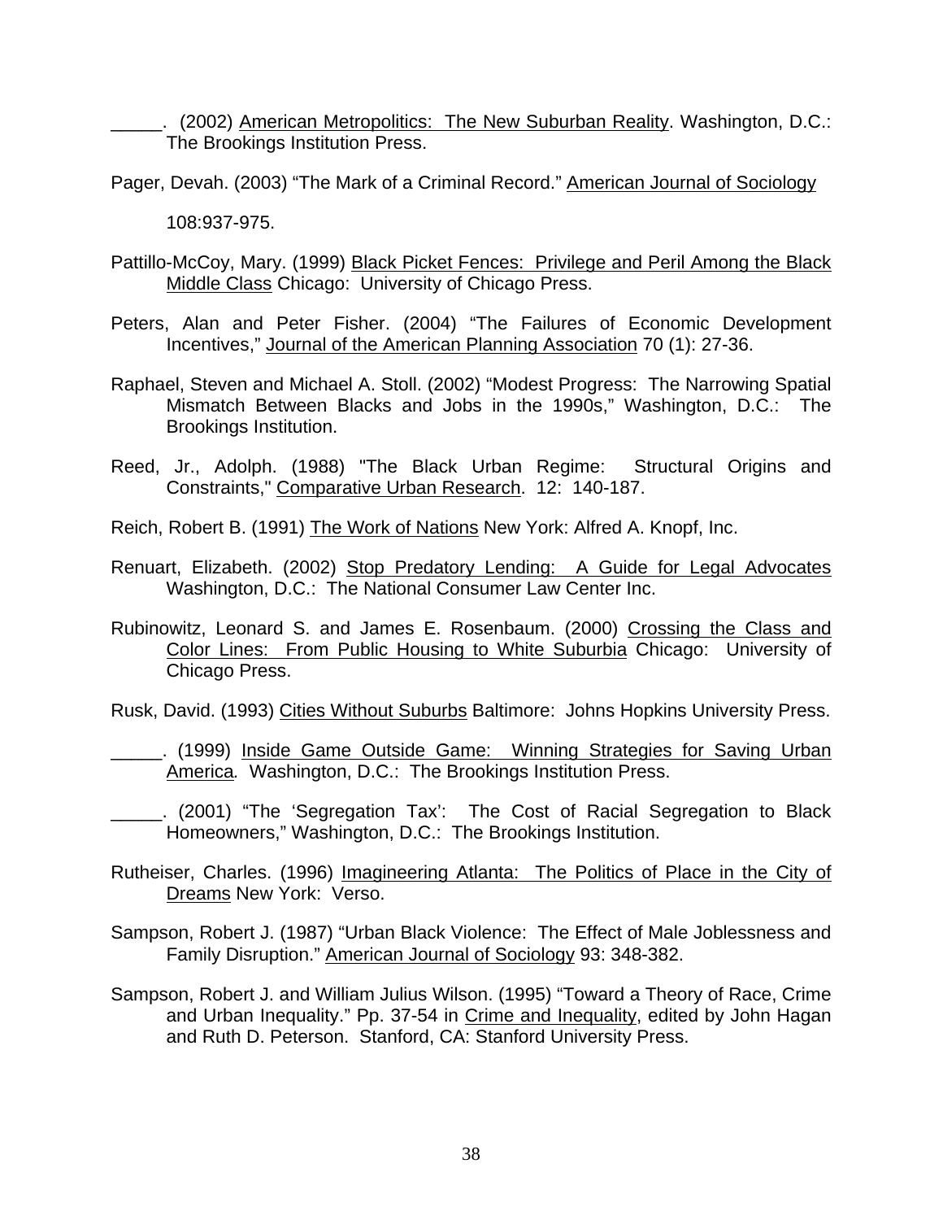\_\_\_\_\_. (2002) American Metropolitics: The New Suburban Reality. Washington, D.C.: The Brookings Institution Press.

Pager, Devah. (2003) "The Mark of a Criminal Record." American Journal of Sociology 108:937-975.

Pattillo-McCoy, Mary. (1999) Black Picket Fences: Privilege and Peril Among the Black Middle Class Chicago: University of Chicago Press.

Peters, Alan and Peter Fisher. (2004) "The Failures of Economic Development Incentives," Journal of the American Planning Association 70 (1): 27-36.

Raphael, Steven and Michael A. Stoll. (2002) "Modest Progress: The Narrowing Spatial Mismatch Between Blacks and Jobs in the 1990s," Washington, D.C.: The Brookings Institution.

Reed, Jr., Adolph. (1988) "The Black Urban Regime: Structural Origins and Constraints," Comparative Urban Research. 12: 140-187.

Reich, Robert B. (1991) The Work of Nations New York: Alfred A. Knopf, Inc.

Renuart, Elizabeth. (2002) Stop Predatory Lending: A Guide for Legal Advocates Washington, D.C.: The National Consumer Law Center Inc.

Rubinowitz, Leonard S. and James E. Rosenbaum. (2000) Crossing the Class and Color Lines: From Public Housing to White Suburbia Chicago: University of Chicago Press.

Rusk, David. (1993) Cities Without Suburbs Baltimore: Johns Hopkins University Press.

\_\_\_\_\_. (1999) Inside Game Outside Game: Winning Strategies for Saving Urban America. Washington, D.C.: The Brookings Institution Press.

\_\_\_\_\_. (2001) "The 'Segregation Tax': The Cost of Racial Segregation to Black Homeowners," Washington, D.C.: The Brookings Institution.

Rutheiser, Charles. (1996) Imagineering Atlanta: The Politics of Place in the City of Dreams New York: Verso.

Sampson, Robert J. (1987) "Urban Black Violence: The Effect of Male Joblessness and Family Disruption." American Journal of Sociology 93: 348-382.

Sampson, Robert J. and William Julius Wilson. (1995) "Toward a Theory of Race, Crime and Urban Inequality." Pp. 37-54 in Crime and Inequality, edited by John Hagan and Ruth D. Peterson. Stanford, CA: Stanford University Press.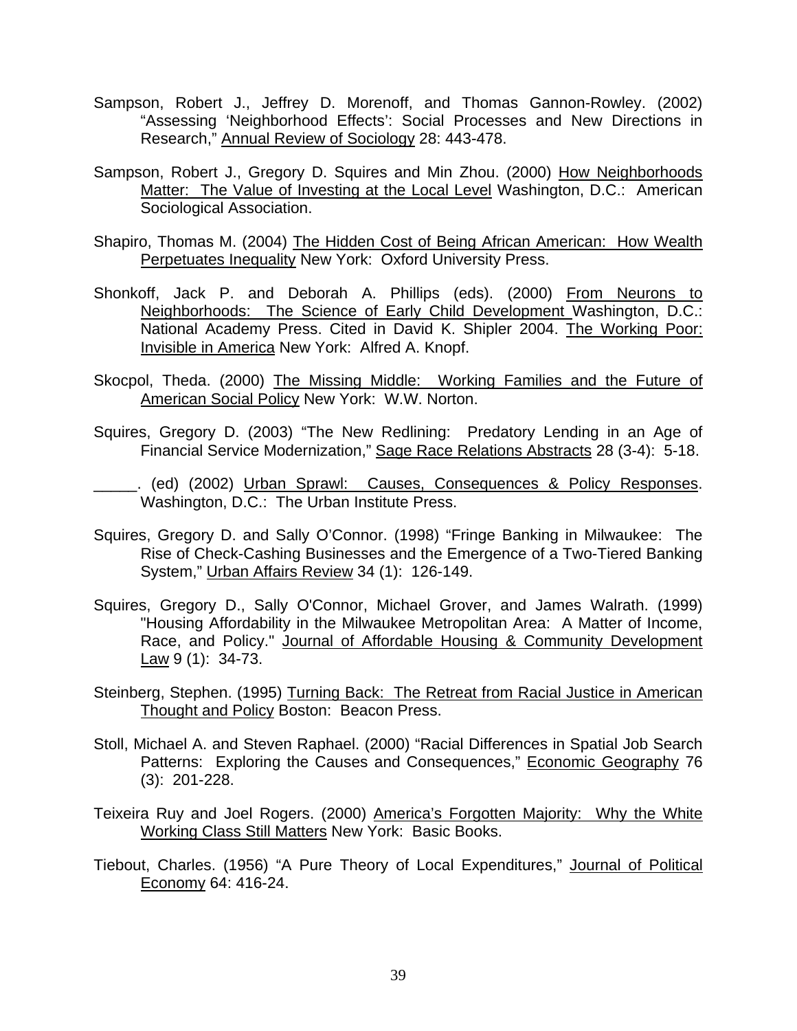Sampson, Robert J., Jeffrey D. Morenoff, and Thomas Gannon-Rowley. (2002) “Assessing ‘Neighborhood Effects’: Social Processes and New Directions in Research,” Annual Review of Sociology 28: 443-478.

Sampson, Robert J., Gregory D. Squires and Min Zhou. (2000) How Neighborhoods Matter: The Value of Investing at the Local Level Washington, D.C.: American Sociological Association.

Shapiro, Thomas M. (2004) The Hidden Cost of Being African American: How Wealth Perpetuates Inequality New York: Oxford University Press.

Shonkoff, Jack P. and Deborah A. Phillips (eds). (2000) From Neurons to Neighborhoods: The Science of Early Child Development Washington, D.C.: National Academy Press. Cited in David K. Shipler 2004. The Working Poor: Invisible in America New York: Alfred A. Knopf.

Skocpol, Theda. (2000) The Missing Middle: Working Families and the Future of American Social Policy New York: W.W. Norton.

Squires, Gregory D. (2003) “The New Redlining: Predatory Lending in an Age of Financial Service Modernization,” Sage Race Relations Abstracts 28 (3-4): 5-18.

_____. (ed) (2002) Urban Sprawl: Causes, Consequences & Policy Responses. Washington, D.C.: The Urban Institute Press.

Squires, Gregory D. and Sally O’Connor. (1998) “Fringe Banking in Milwaukee: The Rise of Check-Cashing Businesses and the Emergence of a Two-Tiered Banking System,” Urban Affairs Review 34 (1): 126-149.

Squires, Gregory D., Sally O'Connor, Michael Grover, and James Walrath. (1999) "Housing Affordability in the Milwaukee Metropolitan Area: A Matter of Income, Race, and Policy." Journal of Affordable Housing & Community Development Law 9 (1): 34-73.

Steinberg, Stephen. (1995) Turning Back: The Retreat from Racial Justice in American Thought and Policy Boston: Beacon Press.

Stoll, Michael A. and Steven Raphael. (2000) “Racial Differences in Spatial Job Search Patterns: Exploring the Causes and Consequences,” Economic Geography 76 (3): 201-228.

Teixeira Ruy and Joel Rogers. (2000) America’s Forgotten Majority: Why the White Working Class Still Matters New York: Basic Books.

Tiebout, Charles. (1956) “A Pure Theory of Local Expenditures,” Journal of Political Economy 64: 416-24.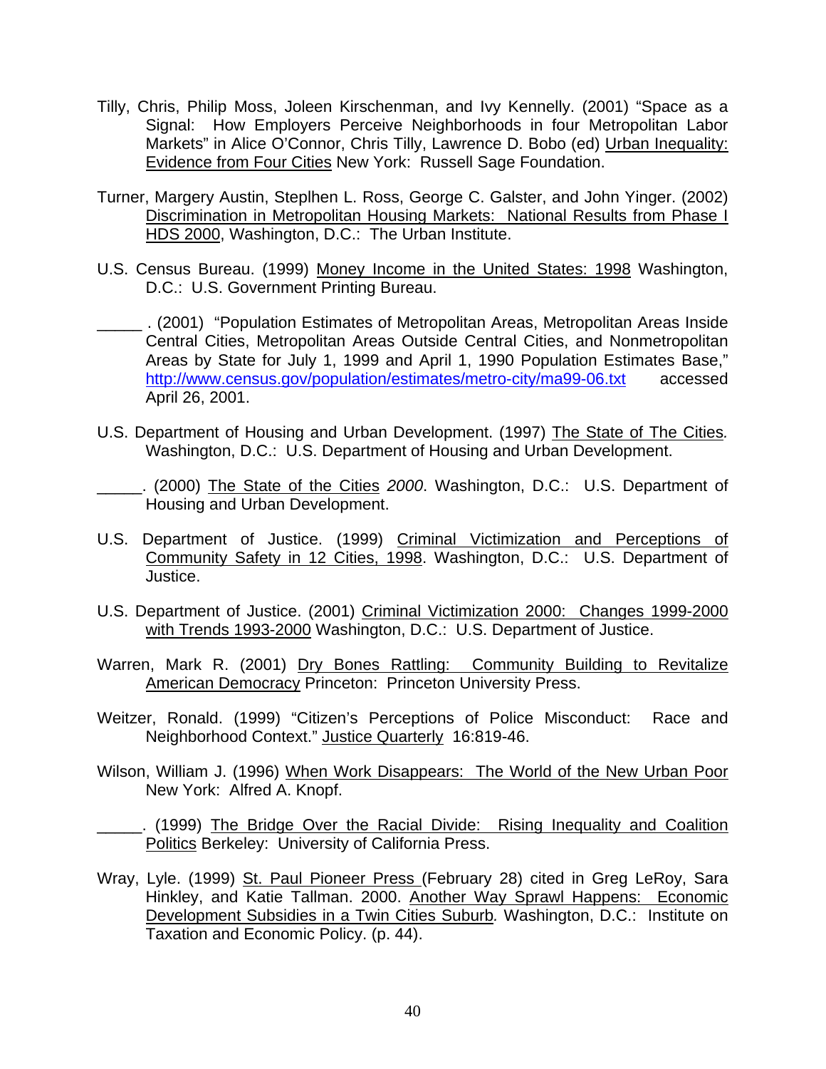Tilly, Chris, Philip Moss, Joleen Kirschenman, and Ivy Kennelly. (2001) "Space as a Signal: How Employers Perceive Neighborhoods in four Metropolitan Labor Markets" in Alice O'Connor, Chris Tilly, Lawrence D. Bobo (ed) Urban Inequality: Evidence from Four Cities New York: Russell Sage Foundation.

Turner, Margery Austin, Steplhen L. Ross, George C. Galster, and John Yinger. (2002) Discrimination in Metropolitan Housing Markets: National Results from Phase I HDS 2000, Washington, D.C.: The Urban Institute.

U.S. Census Bureau. (1999) Money Income in the United States: 1998 Washington, D.C.: U.S. Government Printing Bureau.

_____ . (2001) "Population Estimates of Metropolitan Areas, Metropolitan Areas Inside Central Cities, Metropolitan Areas Outside Central Cities, and Nonmetropolitan Areas by State for July 1, 1999 and April 1, 1990 Population Estimates Base," http://www.census.gov/population/estimates/metro-city/ma99-06.txt accessed April 26, 2001.

U.S. Department of Housing and Urban Development. (1997) The State of The Cities. Washington, D.C.: U.S. Department of Housing and Urban Development.

_____. (2000) The State of the Cities *2000*. Washington, D.C.: U.S. Department of Housing and Urban Development.

U.S. Department of Justice. (1999) Criminal Victimization and Perceptions of Community Safety in 12 Cities, 1998. Washington, D.C.: U.S. Department of Justice.

U.S. Department of Justice. (2001) Criminal Victimization 2000: Changes 1999-2000 with Trends 1993-2000 Washington, D.C.: U.S. Department of Justice.

Warren, Mark R. (2001) Dry Bones Rattling: Community Building to Revitalize American Democracy Princeton: Princeton University Press.

Weitzer, Ronald. (1999) "Citizen's Perceptions of Police Misconduct: Race and Neighborhood Context." Justice Quarterly 16:819-46.

Wilson, William J. (1996) When Work Disappears: The World of the New Urban Poor New York: Alfred A. Knopf.

_____. (1999) The Bridge Over the Racial Divide: Rising Inequality and Coalition Politics Berkeley: University of California Press.

Wray, Lyle. (1999) St. Paul Pioneer Press (February 28) cited in Greg LeRoy, Sara Hinkley, and Katie Tallman. 2000. Another Way Sprawl Happens: Economic Development Subsidies in a Twin Cities Suburb. Washington, D.C.: Institute on Taxation and Economic Policy. (p. 44).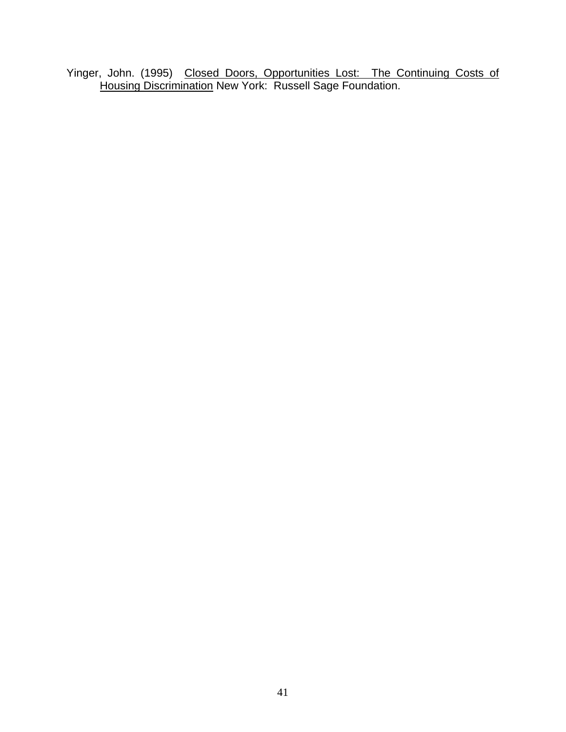Yinger, John. (1995) Closed Doors, Opportunities Lost: The Continuing Costs of Housing Discrimination New York: Russell Sage Foundation.